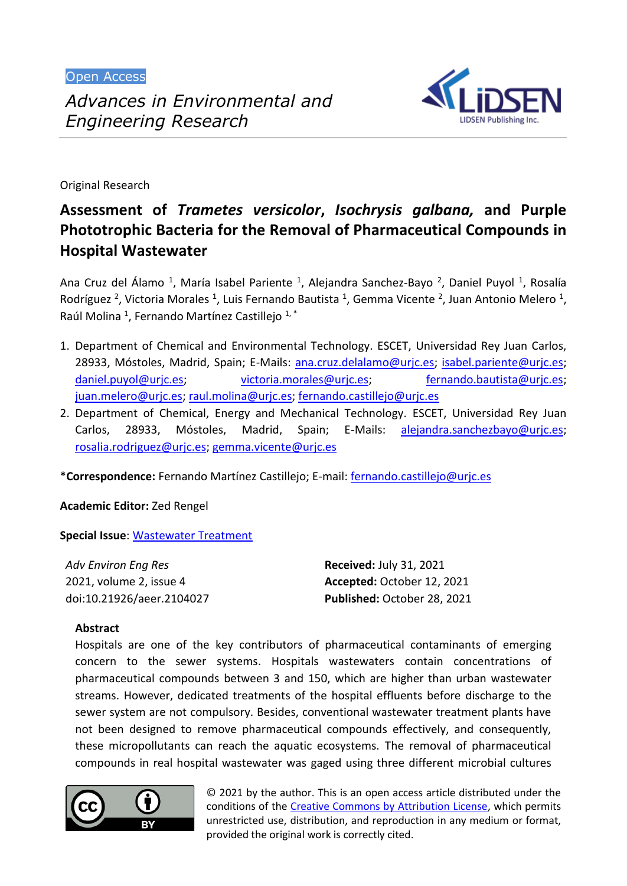Open Access

*Advances in Environmental and Engineering Research*

Original Research

# Assessment of *Trametes versicolor*, *Isochrysis galbana,* and Purple Phototrophic Bacteria for the Removal of Pharmaceutical Compounds in Hospital Wastewater

Ana Cruz del Álamo [1], María Isabel Pariente [1], Alejandra Sanchez-Bayo [2], Daniel Puyol [1], Rosalía Rodríguez [2], Victoria Morales [1], Luis Fernando Bautista [1], Gemma Vicente [2], Juan Antonio Melero [1], Raúl Molina [1], Fernando Martínez Castillejo [1,*]

1. Department of Chemical and Environmental Technology. ESCET, Universidad Rey Juan Carlos, 28933, Móstoles, Madrid, Spain; E-Mails: ana.cruz.delalamo@urjc.es; isabel.pariente@urjc.es; daniel.puyol@urjc.es; victoria.morales@urjc.es; fernando.bautista@urjc.es; juan.melero@urjc.es; raul.molina@urjc.es; fernando.castillejo@urjc.es
2. Department of Chemical, Energy and Mechanical Technology. ESCET, Universidad Rey Juan Carlos, 28933, Móstoles, Madrid, Spain; E-Mails: alejandra.sanchezbayo@urjc.es; rosalia.rodriguez@urjc.es; gemma.vicente@urjc.es

***Correspondence:** Fernando Martínez Castillejo; E-mail: fernando.castillejo@urjc.es

**Academic Editor:** Zed Rengel

**Special Issue**: Wastewater Treatment

*Adv Environ Eng Res*
2021, volume 2, issue 4
doi:10.21926/aeer.2104027

**Received:** July 31, 2021
**Accepted:** October 12, 2021
**Published:** October 28, 2021

## Abstract

Hospitals are one of the key contributors of pharmaceutical contaminants of emerging concern to the sewer systems. Hospitals wastewaters contain concentrations of pharmaceutical compounds between 3 and 150, which are higher than urban wastewater streams. However, dedicated treatments of the hospital effluents before discharge to the sewer system are not compulsory. Besides, conventional wastewater treatment plants have not been designed to remove pharmaceutical compounds effectively, and consequently, these micropollutants can reach the aquatic ecosystems. The removal of pharmaceutical compounds in real hospital wastewater was gaged using three different microbial cultures

© 2021 by the author. This is an open access article distributed under the conditions of the Creative Commons by Attribution License, which permits unrestricted use, distribution, and reproduction in any medium or format, provided the original work is correctly cited.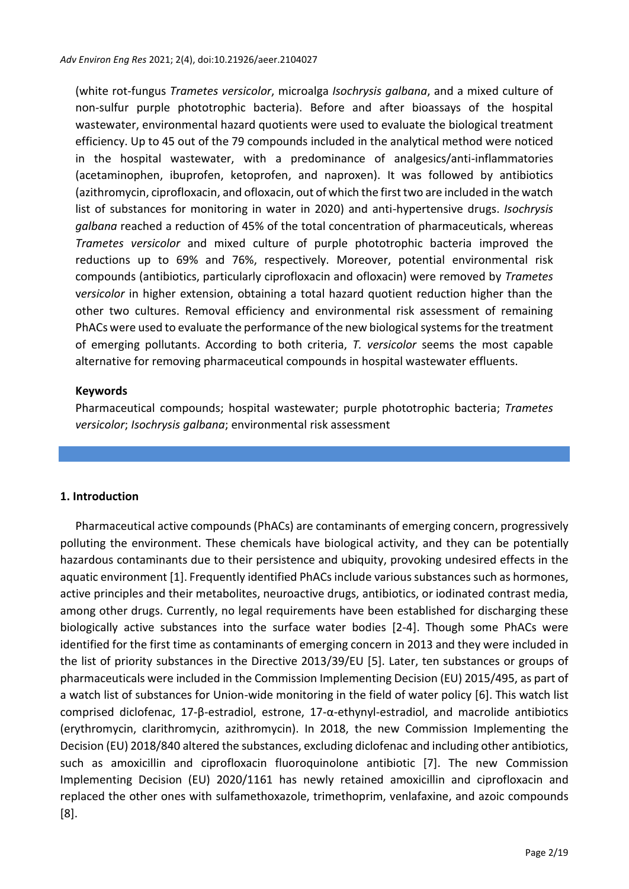(white rot-fungus *Trametes versicolor*, microalga *Isochrysis galbana*, and a mixed culture of non-sulfur purple phototrophic bacteria). Before and after bioassays of the hospital wastewater, environmental hazard quotients were used to evaluate the biological treatment efficiency. Up to 45 out of the 79 compounds included in the analytical method were noticed in the hospital wastewater, with a predominance of analgesics/anti-inflammatories (acetaminophen, ibuprofen, ketoprofen, and naproxen). It was followed by antibiotics (azithromycin, ciprofloxacin, and ofloxacin, out of which the first two are included in the watch list of substances for monitoring in water in 2020) and anti-hypertensive drugs. *Isochrysis galbana* reached a reduction of 45% of the total concentration of pharmaceuticals, whereas *Trametes versicolor* and mixed culture of purple phototrophic bacteria improved the reductions up to 69% and 76%, respectively. Moreover, potential environmental risk compounds (antibiotics, particularly ciprofloxacin and ofloxacin) were removed by *Trametes versicolor* in higher extension, obtaining a total hazard quotient reduction higher than the other two cultures. Removal efficiency and environmental risk assessment of remaining PhACs were used to evaluate the performance of the new biological systems for the treatment of emerging pollutants. According to both criteria, *T. versicolor* seems the most capable alternative for removing pharmaceutical compounds in hospital wastewater effluents.

**Keywords**

Pharmaceutical compounds; hospital wastewater; purple phototrophic bacteria; *Trametes versicolor*; *Isochrysis galbana*; environmental risk assessment

## 1. Introduction

Pharmaceutical active compounds (PhACs) are contaminants of emerging concern, progressively polluting the environment. These chemicals have biological activity, and they can be potentially hazardous contaminants due to their persistence and ubiquity, provoking undesired effects in the aquatic environment [1]. Frequently identified PhACs include various substances such as hormones, active principles and their metabolites, neuroactive drugs, antibiotics, or iodinated contrast media, among other drugs. Currently, no legal requirements have been established for discharging these biologically active substances into the surface water bodies [2-4]. Though some PhACs were identified for the first time as contaminants of emerging concern in 2013 and they were included in the list of priority substances in the Directive 2013/39/EU [5]. Later, ten substances or groups of pharmaceuticals were included in the Commission Implementing Decision (EU) 2015/495, as part of a watch list of substances for Union-wide monitoring in the field of water policy [6]. This watch list comprised diclofenac, 17-β-estradiol, estrone, 17-α-ethynyl-estradiol, and macrolide antibiotics (erythromycin, clarithromycin, azithromycin). In 2018, the new Commission Implementing the Decision (EU) 2018/840 altered the substances, excluding diclofenac and including other antibiotics, such as amoxicillin and ciprofloxacin fluoroquinolone antibiotic [7]. The new Commission Implementing Decision (EU) 2020/1161 has newly retained amoxicillin and ciprofloxacin and replaced the other ones with sulfamethoxazole, trimethoprim, venlafaxine, and azoic compounds [8].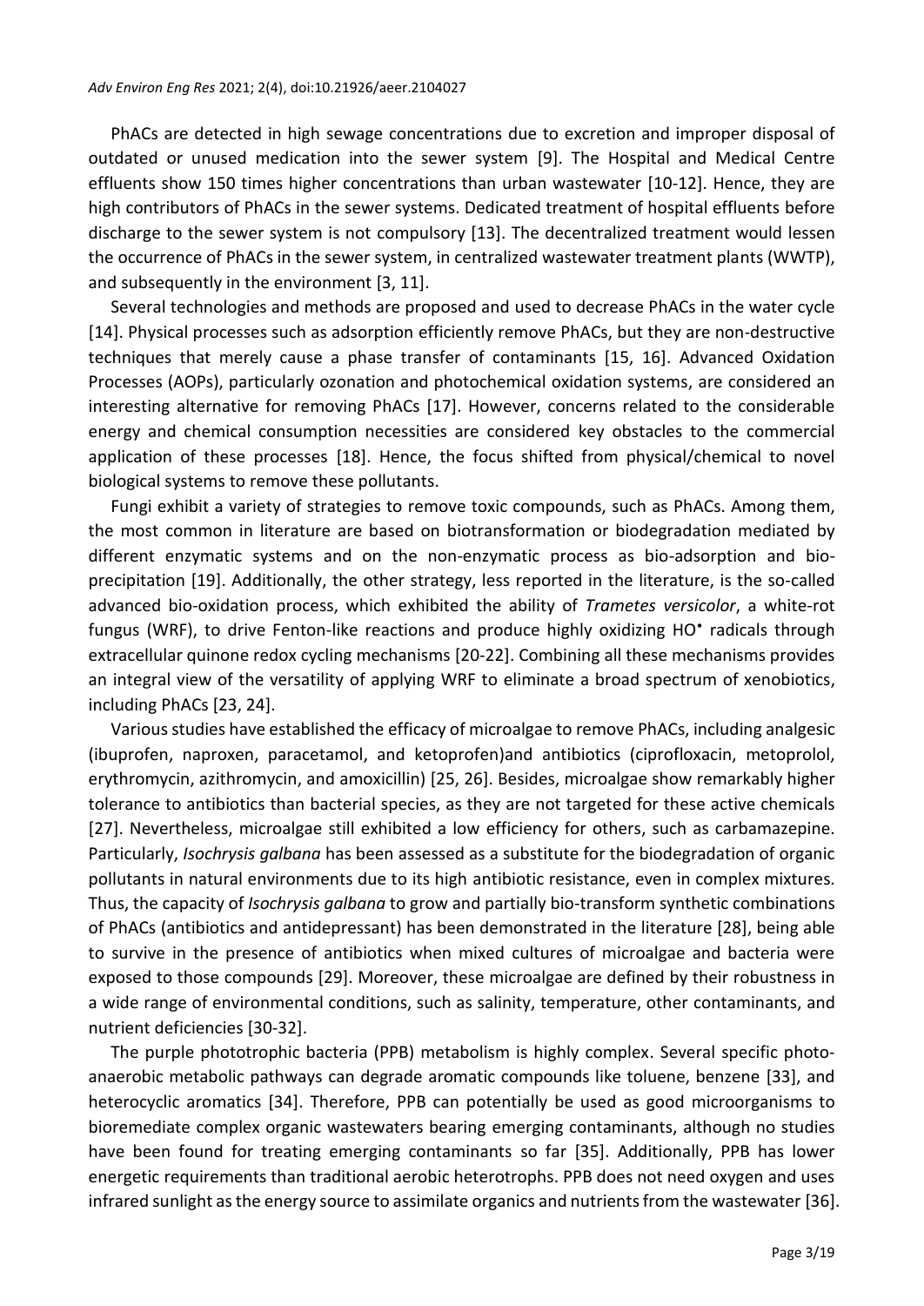PhACs are detected in high sewage concentrations due to excretion and improper disposal of outdated or unused medication into the sewer system [9]. The Hospital and Medical Centre effluents show 150 times higher concentrations than urban wastewater [10-12]. Hence, they are high contributors of PhACs in the sewer systems. Dedicated treatment of hospital effluents before discharge to the sewer system is not compulsory [13]. The decentralized treatment would lessen the occurrence of PhACs in the sewer system, in centralized wastewater treatment plants (WWTP), and subsequently in the environment [3, 11].

Several technologies and methods are proposed and used to decrease PhACs in the water cycle [14]. Physical processes such as adsorption efficiently remove PhACs, but they are non-destructive techniques that merely cause a phase transfer of contaminants [15, 16]. Advanced Oxidation Processes (AOPs), particularly ozonation and photochemical oxidation systems, are considered an interesting alternative for removing PhACs [17]. However, concerns related to the considerable energy and chemical consumption necessities are considered key obstacles to the commercial application of these processes [18]. Hence, the focus shifted from physical/chemical to novel biological systems to remove these pollutants.

Fungi exhibit a variety of strategies to remove toxic compounds, such as PhACs. Among them, the most common in literature are based on biotransformation or biodegradation mediated by different enzymatic systems and on the non-enzymatic process as bio-adsorption and bio-precipitation [19]. Additionally, the other strategy, less reported in the literature, is the so-called advanced bio-oxidation process, which exhibited the ability of *Trametes versicolor*, a white-rot fungus (WRF), to drive Fenton-like reactions and produce highly oxidizing $HO^{\bullet}$ radicals through extracellular quinone redox cycling mechanisms [20-22]. Combining all these mechanisms provides an integral view of the versatility of applying WRF to eliminate a broad spectrum of xenobiotics, including PhACs [23, 24].

Various studies have established the efficacy of microalgae to remove PhACs, including analgesic (ibuprofen, naproxen, paracetamol, and ketoprofen)and antibiotics (ciprofloxacin, metoprolol, erythromycin, azithromycin, and amoxicillin) [25, 26]. Besides, microalgae show remarkably higher tolerance to antibiotics than bacterial species, as they are not targeted for these active chemicals [27]. Nevertheless, microalgae still exhibited a low efficiency for others, such as carbamazepine. Particularly, *Isochrysis galbana* has been assessed as a substitute for the biodegradation of organic pollutants in natural environments due to its high antibiotic resistance, even in complex mixtures. Thus, the capacity of *Isochrysis galbana* to grow and partially bio-transform synthetic combinations of PhACs (antibiotics and antidepressant) has been demonstrated in the literature [28], being able to survive in the presence of antibiotics when mixed cultures of microalgae and bacteria were exposed to those compounds [29]. Moreover, these microalgae are defined by their robustness in a wide range of environmental conditions, such as salinity, temperature, other contaminants, and nutrient deficiencies [30-32].

The purple phototrophic bacteria (PPB) metabolism is highly complex. Several specific photo-anaerobic metabolic pathways can degrade aromatic compounds like toluene, benzene [33], and heterocyclic aromatics [34]. Therefore, PPB can potentially be used as good microorganisms to bioremediate complex organic wastewaters bearing emerging contaminants, although no studies have been found for treating emerging contaminants so far [35]. Additionally, PPB has lower energetic requirements than traditional aerobic heterotrophs. PPB does not need oxygen and uses infrared sunlight as the energy source to assimilate organics and nutrients from the wastewater [36].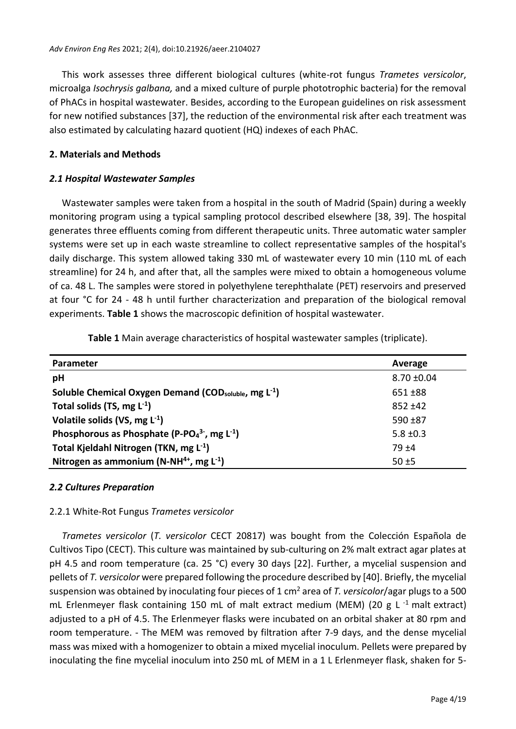This work assesses three different biological cultures (white-rot fungus *Trametes versicolor*, microalga *Isochrysis galbana,* and a mixed culture of purple phototrophic bacteria) for the removal of PhACs in hospital wastewater. Besides, according to the European guidelines on risk assessment for new notified substances [37], the reduction of the environmental risk after each treatment was also estimated by calculating hazard quotient (HQ) indexes of each PhAC.

## 2. Materials and Methods

### *2.1 Hospital Wastewater Samples*

Wastewater samples were taken from a hospital in the south of Madrid (Spain) during a weekly monitoring program using a typical sampling protocol described elsewhere [38, 39]. The hospital generates three effluents coming from different therapeutic units. Three automatic water sampler systems were set up in each waste streamline to collect representative samples of the hospital's daily discharge. This system allowed taking 330 mL of wastewater every 10 min (110 mL of each streamline) for 24 h, and after that, all the samples were mixed to obtain a homogeneous volume of ca. 48 L. The samples were stored in polyethylene terephthalate (PET) reservoirs and preserved at four °C for 24 - 48 h until further characterization and preparation of the biological removal experiments. **Table 1** shows the macroscopic definition of hospital wastewater.

**Table 1** Main average characteristics of hospital wastewater samples (triplicate).

| Parameter | Average |
|---|---|
| **pH** | 8.70 ±0.04 |
| **Soluble Chemical Oxygen Demand ($COD_{soluble}$, mg $L^{-1}$)** | 651 ±88 |
| **Total solids (TS, mg $L^{-1}$)** | 852 ±42 |
| **Volatile solids (VS, mg $L^{-1}$)** | 590 ±87 |
| **Phosphorous as Phosphate (P-$PO_4^{3-}$, mg $L^{-1}$)** | 5.8 ±0.3 |
| **Total Kjeldahl Nitrogen (TKN, mg $L^{-1}$)** | 79 ±4 |
| **Nitrogen as ammonium (N-$NH^{4+}$, mg $L^{-1}$)** | 50 ±5 |

### *2.2 Cultures Preparation*

2.2.1 White-Rot Fungus *Trametes versicolor*

*Trametes versicolor* (*T. versicolor* CECT 20817) was bought from the Colección Española de Cultivos Tipo (CECT). This culture was maintained by sub-culturing on 2% malt extract agar plates at pH 4.5 and room temperature (ca. 25 °C) every 30 days [22]. Further, a mycelial suspension and pellets of *T. versicolor* were prepared following the procedure described by [40]. Briefly, the mycelial suspension was obtained by inoculating four pieces of 1 $cm^2$ area of *T. versicolor*/agar plugs to a 500 mL Erlenmeyer flask containing 150 mL of malt extract medium (MEM) (20 g $L^{-1}$ malt extract) adjusted to a pH of 4.5. The Erlenmeyer flasks were incubated on an orbital shaker at 80 rpm and room temperature. - The MEM was removed by filtration after 7-9 days, and the dense mycelial mass was mixed with a homogenizer to obtain a mixed mycelial inoculum. Pellets were prepared by inoculating the fine mycelial inoculum into 250 mL of MEM in a 1 L Erlenmeyer flask, shaken for 5-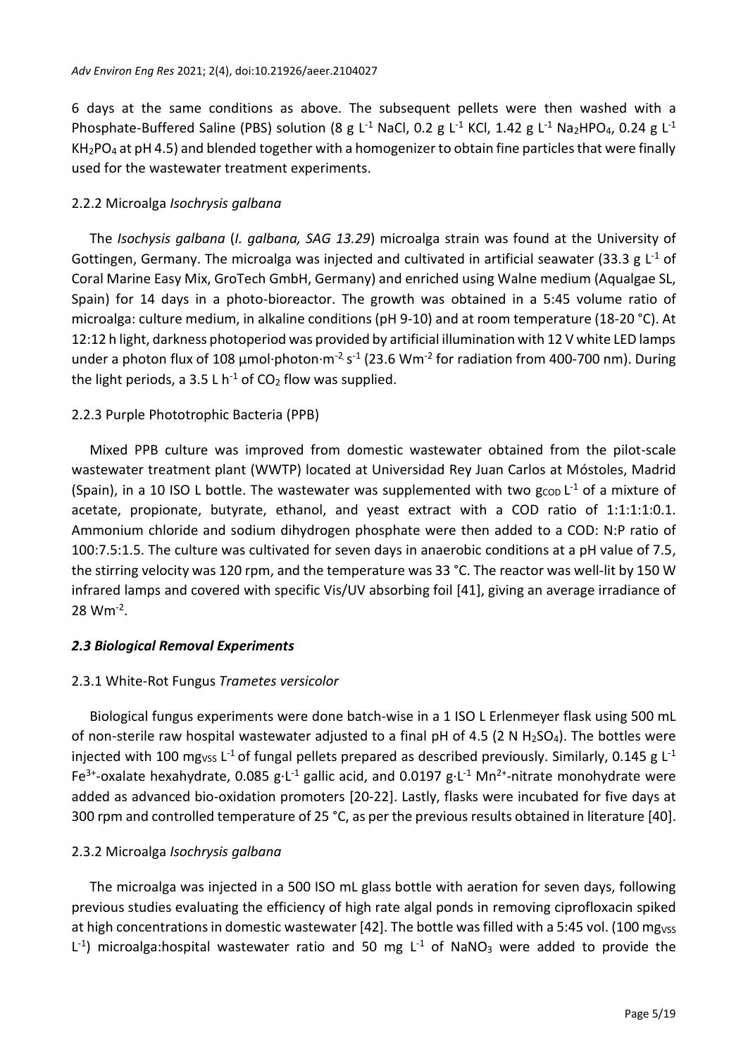6 days at the same conditions as above. The subsequent pellets were then washed with a Phosphate-Buffered Saline (PBS) solution (8 g $L^{-1}$ NaCl, 0.2 g $L^{-1}$ KCl, 1.42 g $L^{-1}$ $Na_2HPO_4$, 0.24 g $L^{-1}$ $KH_2PO_4$ at pH 4.5) and blended together with a homogenizer to obtain fine particles that were finally used for the wastewater treatment experiments.

#### 2.2.2 Microalga *Isochrysis galbana*

The *Isochysis galbana* (*I. galbana, SAG 13.29*) microalga strain was found at the University of Gottingen, Germany. The microalga was injected and cultivated in artificial seawater (33.3 g $L^{-1}$ of Coral Marine Easy Mix, GroTech GmbH, Germany) and enriched using Walne medium (Aqualgae SL, Spain) for 14 days in a photo-bioreactor. The growth was obtained in a 5:45 volume ratio of microalga: culture medium, in alkaline conditions (pH 9-10) and at room temperature (18-20 °C). At 12:12 h light, darkness photoperiod was provided by artificial illumination with 12 V white LED lamps under a photon flux of 108 µmol·photon·$m^{-2}$·$s^{-1}$ (23.6 $Wm^{-2}$ for radiation from 400-700 nm). During the light periods, a 3.5 L $h^{-1}$ of $CO_2$ flow was supplied.

#### 2.2.3 Purple Phototrophic Bacteria (PPB)

Mixed PPB culture was improved from domestic wastewater obtained from the pilot-scale wastewater treatment plant (WWTP) located at Universidad Rey Juan Carlos at Móstoles, Madrid (Spain), in a 10 ISO L bottle. The wastewater was supplemented with two $g_{COD}$ $L^{-1}$ of a mixture of acetate, propionate, butyrate, ethanol, and yeast extract with a COD ratio of 1:1:1:1:0.1. Ammonium chloride and sodium dihydrogen phosphate were then added to a COD: N:P ratio of 100:7.5:1.5. The culture was cultivated for seven days in anaerobic conditions at a pH value of 7.5, the stirring velocity was 120 rpm, and the temperature was 33 °C. The reactor was well-lit by 150 W infrared lamps and covered with specific Vis/UV absorbing foil [41], giving an average irradiance of 28 $Wm^{-2}$.

### *2.3 Biological Removal Experiments*

#### 2.3.1 White-Rot Fungus *Trametes versicolor*

Biological fungus experiments were done batch-wise in a 1 ISO L Erlenmeyer flask using 500 mL of non-sterile raw hospital wastewater adjusted to a final pH of 4.5 (2 N $H_2SO_4$). The bottles were injected with 100 $mg_{VSS}$ $L^{-1}$ of fungal pellets prepared as described previously. Similarly, 0.145 g $L^{-1}$ $Fe^{3+}$-oxalate hexahydrate, 0.085 g·$L^{-1}$ gallic acid, and 0.0197 g·$L^{-1}$ $Mn^{2+}$-nitrate monohydrate were added as advanced bio-oxidation promoters [20-22]. Lastly, flasks were incubated for five days at 300 rpm and controlled temperature of 25 °C, as per the previous results obtained in literature [40].

#### 2.3.2 Microalga *Isochrysis galbana*

The microalga was injected in a 500 ISO mL glass bottle with aeration for seven days, following previous studies evaluating the efficiency of high rate algal ponds in removing ciprofloxacin spiked at high concentrations in domestic wastewater [42]. The bottle was filled with a 5:45 vol. (100 $mg_{VSS}$ $L^{-1}$) microalga:hospital wastewater ratio and 50 mg $L^{-1}$ of $NaNO_3$ were added to provide the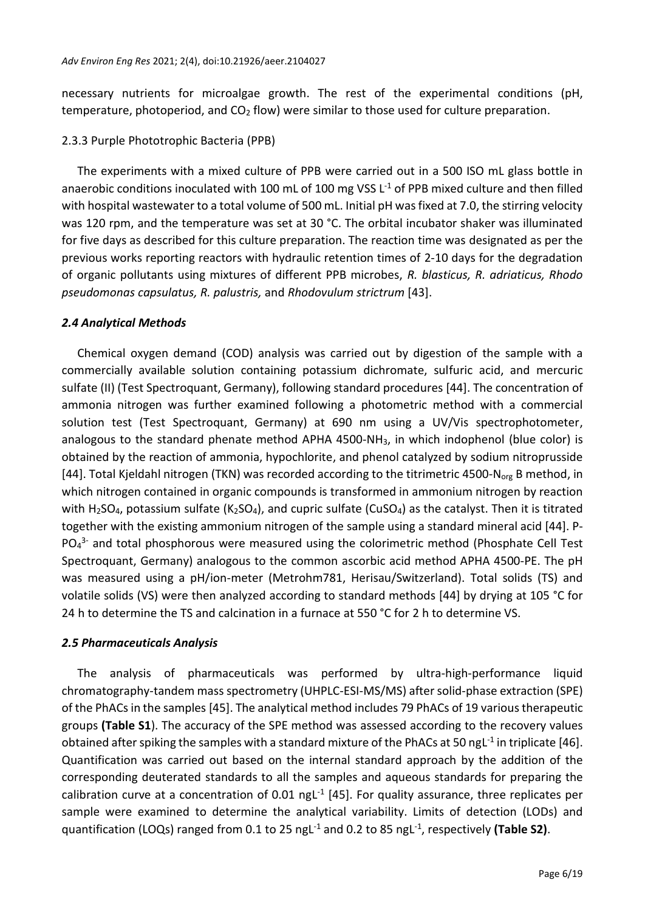necessary nutrients for microalgae growth. The rest of the experimental conditions (pH, temperature, photoperiod, and $CO_2$ flow) were similar to those used for culture preparation.

#### 2.3.3 Purple Phototrophic Bacteria (PPB)

The experiments with a mixed culture of PPB were carried out in a 500 ISO mL glass bottle in anaerobic conditions inoculated with 100 mL of 100 mg VSS $L^{-1}$ of PPB mixed culture and then filled with hospital wastewater to a total volume of 500 mL. Initial pH was fixed at 7.0, the stirring velocity was 120 rpm, and the temperature was set at 30 °C. The orbital incubator shaker was illuminated for five days as described for this culture preparation. The reaction time was designated as per the previous works reporting reactors with hydraulic retention times of 2-10 days for the degradation of organic pollutants using mixtures of different PPB microbes, *R. blasticus, R. adriaticus, Rhodo pseudomonas capsulatus, R. palustris,* and *Rhodovulum strictrum* [43].

### *2.4 Analytical Methods*

Chemical oxygen demand (COD) analysis was carried out by digestion of the sample with a commercially available solution containing potassium dichromate, sulfuric acid, and mercuric sulfate (II) (Test Spectroquant, Germany), following standard procedures [44]. The concentration of ammonia nitrogen was further examined following a photometric method with a commercial solution test (Test Spectroquant, Germany) at 690 nm using a UV/Vis spectrophotometer, analogous to the standard phenate method APHA 4500-$NH_3$, in which indophenol (blue color) is obtained by the reaction of ammonia, hypochlorite, and phenol catalyzed by sodium nitroprusside [44]. Total Kjeldahl nitrogen (TKN) was recorded according to the titrimetric 4500-$N_{org}$ B method, in which nitrogen contained in organic compounds is transformed in ammonium nitrogen by reaction with $H_2SO_4$, potassium sulfate ($K_2SO_4$), and cupric sulfate ($CuSO_4$) as the catalyst. Then it is titrated together with the existing ammonium nitrogen of the sample using a standard mineral acid [44]. P-$PO_4^{3-}$ and total phosphorous were measured using the colorimetric method (Phosphate Cell Test Spectroquant, Germany) analogous to the common ascorbic acid method APHA 4500-PE. The pH was measured using a pH/ion-meter (Metrohm781, Herisau/Switzerland). Total solids (TS) and volatile solids (VS) were then analyzed according to standard methods [44] by drying at 105 °C for 24 h to determine the TS and calcination in a furnace at 550 °C for 2 h to determine VS.

### *2.5 Pharmaceuticals Analysis*

The analysis of pharmaceuticals was performed by ultra-high-performance liquid chromatography-tandem mass spectrometry (UHPLC-ESI-MS/MS) after solid-phase extraction (SPE) of the PhACs in the samples [45]. The analytical method includes 79 PhACs of 19 various therapeutic groups **(Table S1**). The accuracy of the SPE method was assessed according to the recovery values obtained after spiking the samples with a standard mixture of the PhACs at 50 ng$L^{-1}$ in triplicate [46]. Quantification was carried out based on the internal standard approach by the addition of the corresponding deuterated standards to all the samples and aqueous standards for preparing the calibration curve at a concentration of 0.01 ng$L^{-1}$ [45]. For quality assurance, three replicates per sample were examined to determine the analytical variability. Limits of detection (LODs) and quantification (LOQs) ranged from 0.1 to 25 ng$L^{-1}$ and 0.2 to 85 ng$L^{-1}$, respectively **(Table S2)**.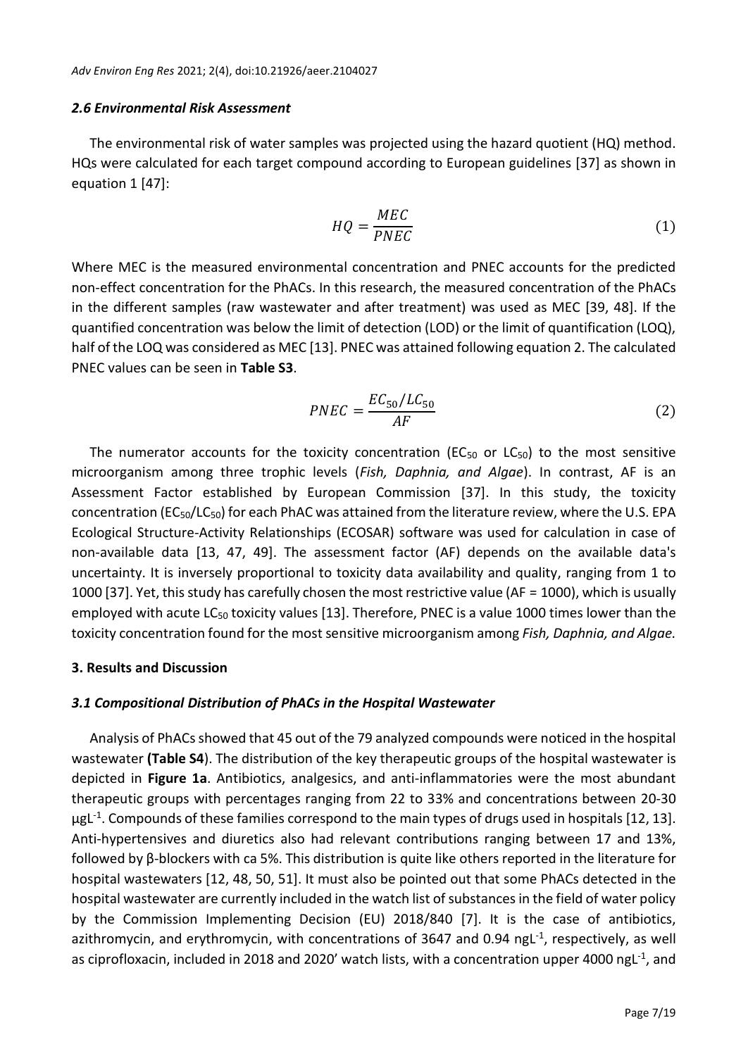### *2.6 Environmental Risk Assessment*

The environmental risk of water samples was projected using the hazard quotient (HQ) method. HQs were calculated for each target compound according to European guidelines [37] as shown in equation 1 [47]:

$$HQ = \frac{MEC}{PNEC} \tag{1}$$

Where MEC is the measured environmental concentration and PNEC accounts for the predicted non-effect concentration for the PhACs. In this research, the measured concentration of the PhACs in the different samples (raw wastewater and after treatment) was used as MEC [39, 48]. If the quantified concentration was below the limit of detection (LOD) or the limit of quantification (LOQ), half of the LOQ was considered as MEC [13]. PNEC was attained following equation 2. The calculated PNEC values can be seen in **Table S3**.

$$PNEC = \frac{EC_{50}/LC_{50}}{AF} \tag{2}$$

The numerator accounts for the toxicity concentration ($EC_{50}$ or $LC_{50}$) to the most sensitive microorganism among three trophic levels (*Fish, Daphnia, and Algae*). In contrast, AF is an Assessment Factor established by European Commission [37]. In this study, the toxicity concentration ($EC_{50}/LC_{50}$) for each PhAC was attained from the literature review, where the U.S. EPA Ecological Structure-Activity Relationships (ECOSAR) software was used for calculation in case of non-available data [13, 47, 49]. The assessment factor (AF) depends on the available data's uncertainty. It is inversely proportional to toxicity data availability and quality, ranging from 1 to 1000 [37]. Yet, this study has carefully chosen the most restrictive value (AF = 1000), which is usually employed with acute $LC_{50}$ toxicity values [13]. Therefore, PNEC is a value 1000 times lower than the toxicity concentration found for the most sensitive microorganism among *Fish, Daphnia, and Algae.*

## 3. Results and Discussion

### *3.1 Compositional Distribution of PhACs in the Hospital Wastewater*

Analysis of PhACs showed that 45 out of the 79 analyzed compounds were noticed in the hospital wastewater **(Table S4**). The distribution of the key therapeutic groups of the hospital wastewater is depicted in **Figure 1a**. Antibiotics, analgesics, and anti-inflammatories were the most abundant therapeutic groups with percentages ranging from 22 to 33% and concentrations between 20-30 $\mu gL^{-1}$. Compounds of these families correspond to the main types of drugs used in hospitals [12, 13]. Anti-hypertensives and diuretics also had relevant contributions ranging between 17 and 13%, followed by β-blockers with ca 5%. This distribution is quite like others reported in the literature for hospital wastewaters [12, 48, 50, 51]. It must also be pointed out that some PhACs detected in the hospital wastewater are currently included in the watch list of substances in the field of water policy by the Commission Implementing Decision (EU) 2018/840 [7]. It is the case of antibiotics, azithromycin, and erythromycin, with concentrations of 3647 and 0.94 $ngL^{-1}$, respectively, as well as ciprofloxacin, included in 2018 and 2020' watch lists, with a concentration upper 4000 $ngL^{-1}$, and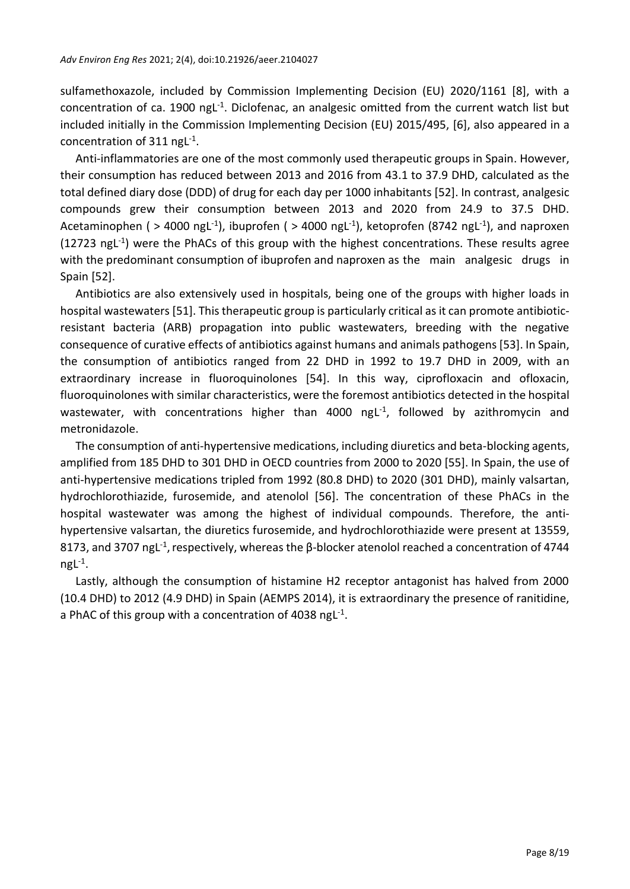sulfamethoxazole, included by Commission Implementing Decision (EU) 2020/1161 [8], with a concentration of ca. 1900 ng$L^{-1}$. Diclofenac, an analgesic omitted from the current watch list but included initially in the Commission Implementing Decision (EU) 2015/495, [6], also appeared in a concentration of 311 ng$L^{-1}$.

Anti-inflammatories are one of the most commonly used therapeutic groups in Spain. However, their consumption has reduced between 2013 and 2016 from 43.1 to 37.9 DHD, calculated as the total defined diary dose (DDD) of drug for each day per 1000 inhabitants [52]. In contrast, analgesic compounds grew their consumption between 2013 and 2020 from 24.9 to 37.5 DHD. Acetaminophen ( > 4000 ng$L^{-1}$), ibuprofen ( > 4000 ng$L^{-1}$), ketoprofen (8742 ng$L^{-1}$), and naproxen (12723 ng$L^{-1}$) were the PhACs of this group with the highest concentrations. These results agree with the predominant consumption of ibuprofen and naproxen as the main analgesic drugs in Spain [52].

Antibiotics are also extensively used in hospitals, being one of the groups with higher loads in hospital wastewaters [51]. This therapeutic group is particularly critical as it can promote antibiotic-resistant bacteria (ARB) propagation into public wastewaters, breeding with the negative consequence of curative effects of antibiotics against humans and animals pathogens [53]. In Spain, the consumption of antibiotics ranged from 22 DHD in 1992 to 19.7 DHD in 2009, with an extraordinary increase in fluoroquinolones [54]. In this way, ciprofloxacin and ofloxacin, fluoroquinolones with similar characteristics, were the foremost antibiotics detected in the hospital wastewater, with concentrations higher than 4000 ng$L^{-1}$, followed by azithromycin and metronidazole.

The consumption of anti-hypertensive medications, including diuretics and beta-blocking agents, amplified from 185 DHD to 301 DHD in OECD countries from 2000 to 2020 [55]. In Spain, the use of anti-hypertensive medications tripled from 1992 (80.8 DHD) to 2020 (301 DHD), mainly valsartan, hydrochlorothiazide, furosemide, and atenolol [56]. The concentration of these PhACs in the hospital wastewater was among the highest of individual compounds. Therefore, the anti-hypertensive valsartan, the diuretics furosemide, and hydrochlorothiazide were present at 13559, 8173, and 3707 ng$L^{-1}$, respectively, whereas the β-blocker atenolol reached a concentration of 4744 ng$L^{-1}$.

Lastly, although the consumption of histamine H2 receptor antagonist has halved from 2000 (10.4 DHD) to 2012 (4.9 DHD) in Spain (AEMPS 2014), it is extraordinary the presence of ranitidine, a PhAC of this group with a concentration of 4038 ng$L^{-1}$.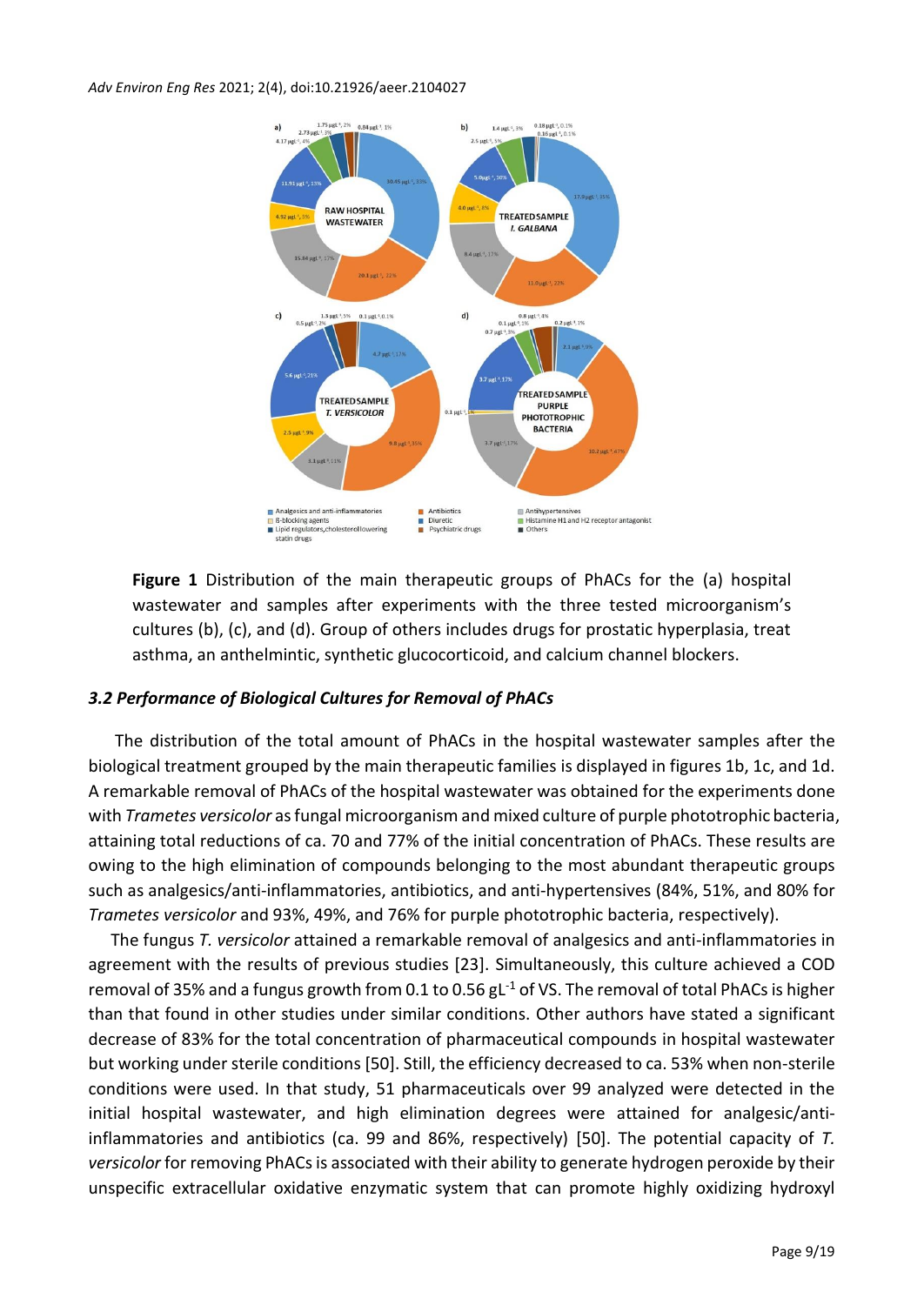**Figure 1** Distribution of the main therapeutic groups of PhACs for the (a) hospital wastewater and samples after experiments with the three tested microorganism's cultures (b), (c), and (d). Group of others includes drugs for prostatic hyperplasia, treat asthma, an anthelmintic, synthetic glucocorticoid, and calcium channel blockers.

### *3.2 Performance of Biological Cultures for Removal of PhACs*

The distribution of the total amount of PhACs in the hospital wastewater samples after the biological treatment grouped by the main therapeutic families is displayed in figures 1b, 1c, and 1d. A remarkable removal of PhACs of the hospital wastewater was obtained for the experiments done with *Trametes versicolor* as fungal microorganism and mixed culture of purple phototrophic bacteria, attaining total reductions of ca. 70 and 77% of the initial concentration of PhACs. These results are owing to the high elimination of compounds belonging to the most abundant therapeutic groups such as analgesics/anti-inflammatories, antibiotics, and anti-hypertensives (84%, 51%, and 80% for *Trametes versicolor* and 93%, 49%, and 76% for purple phototrophic bacteria, respectively).

The fungus *T. versicolor* attained a remarkable removal of analgesics and anti-inflammatories in agreement with the results of previous studies [23]. Simultaneously, this culture achieved a COD removal of 35% and a fungus growth from 0.1 to 0.56 $gL^{-1}$ of VS. The removal of total PhACs is higher than that found in other studies under similar conditions. Other authors have stated a significant decrease of 83% for the total concentration of pharmaceutical compounds in hospital wastewater but working under sterile conditions [50]. Still, the efficiency decreased to ca. 53% when non-sterile conditions were used. In that study, 51 pharmaceuticals over 99 analyzed were detected in the initial hospital wastewater, and high elimination degrees were attained for analgesic/anti-inflammatories and antibiotics (ca. 99 and 86%, respectively) [50]. The potential capacity of *T. versicolor* for removing PhACs is associated with their ability to generate hydrogen peroxide by their unspecific extracellular oxidative enzymatic system that can promote highly oxidizing hydroxyl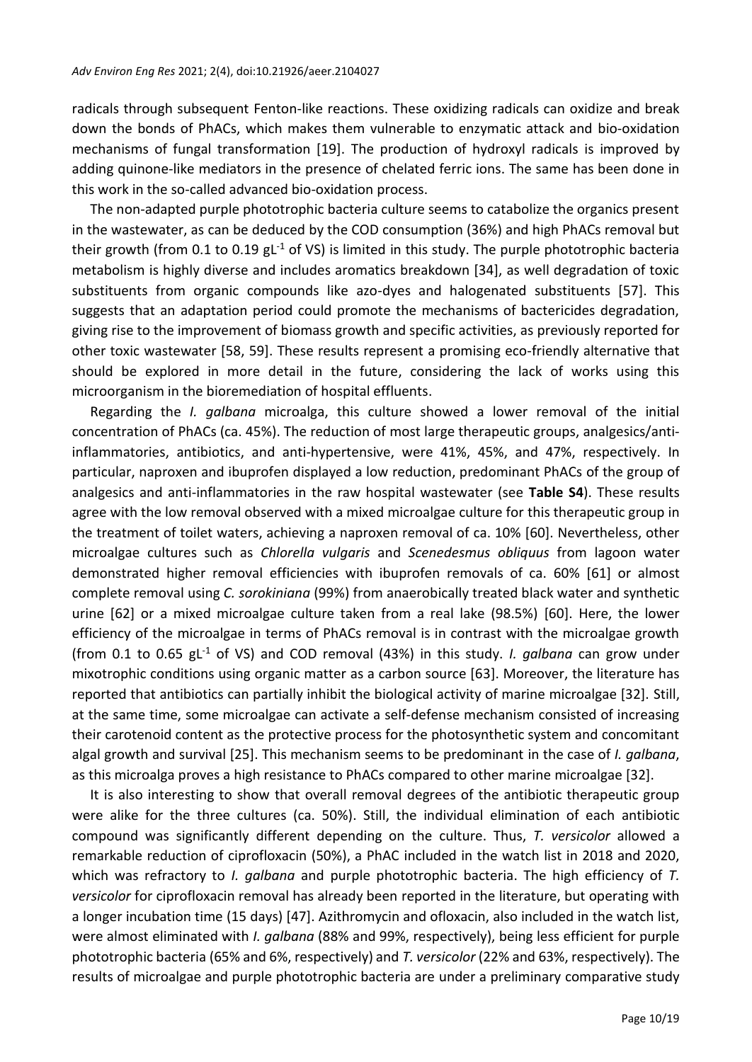radicals through subsequent Fenton-like reactions. These oxidizing radicals can oxidize and break down the bonds of PhACs, which makes them vulnerable to enzymatic attack and bio-oxidation mechanisms of fungal transformation [19]. The production of hydroxyl radicals is improved by adding quinone-like mediators in the presence of chelated ferric ions. The same has been done in this work in the so-called advanced bio-oxidation process.

The non-adapted purple phototrophic bacteria culture seems to catabolize the organics present in the wastewater, as can be deduced by the COD consumption (36%) and high PhACs removal but their growth (from 0.1 to 0.19 $gL^{-1}$ of VS) is limited in this study. The purple phototrophic bacteria metabolism is highly diverse and includes aromatics breakdown [34], as well degradation of toxic substituents from organic compounds like azo-dyes and halogenated substituents [57]. This suggests that an adaptation period could promote the mechanisms of bactericides degradation, giving rise to the improvement of biomass growth and specific activities, as previously reported for other toxic wastewater [58, 59]. These results represent a promising eco-friendly alternative that should be explored in more detail in the future, considering the lack of works using this microorganism in the bioremediation of hospital effluents.

Regarding the *I. galbana* microalga, this culture showed a lower removal of the initial concentration of PhACs (ca. 45%). The reduction of most large therapeutic groups, analgesics/anti-inflammatories, antibiotics, and anti-hypertensive, were 41%, 45%, and 47%, respectively. In particular, naproxen and ibuprofen displayed a low reduction, predominant PhACs of the group of analgesics and anti-inflammatories in the raw hospital wastewater (see **Table S4**). These results agree with the low removal observed with a mixed microalgae culture for this therapeutic group in the treatment of toilet waters, achieving a naproxen removal of ca. 10% [60]. Nevertheless, other microalgae cultures such as *Chlorella vulgaris* and *Scenedesmus obliquus* from lagoon water demonstrated higher removal efficiencies with ibuprofen removals of ca. 60% [61] or almost complete removal using *C. sorokiniana* (99%) from anaerobically treated black water and synthetic urine [62] or a mixed microalgae culture taken from a real lake (98.5%) [60]. Here, the lower efficiency of the microalgae in terms of PhACs removal is in contrast with the microalgae growth (from 0.1 to 0.65 $gL^{-1}$ of VS) and COD removal (43%) in this study. *I. galbana* can grow under mixotrophic conditions using organic matter as a carbon source [63]. Moreover, the literature has reported that antibiotics can partially inhibit the biological activity of marine microalgae [32]. Still, at the same time, some microalgae can activate a self-defense mechanism consisted of increasing their carotenoid content as the protective process for the photosynthetic system and concomitant algal growth and survival [25]. This mechanism seems to be predominant in the case of *I. galbana*, as this microalga proves a high resistance to PhACs compared to other marine microalgae [32].

It is also interesting to show that overall removal degrees of the antibiotic therapeutic group were alike for the three cultures (ca. 50%). Still, the individual elimination of each antibiotic compound was significantly different depending on the culture. Thus, *T. versicolor* allowed a remarkable reduction of ciprofloxacin (50%), a PhAC included in the watch list in 2018 and 2020, which was refractory to *I. galbana* and purple phototrophic bacteria. The high efficiency of *T. versicolor* for ciprofloxacin removal has already been reported in the literature, but operating with a longer incubation time (15 days) [47]. Azithromycin and ofloxacin, also included in the watch list, were almost eliminated with *I. galbana* (88% and 99%, respectively), being less efficient for purple phototrophic bacteria (65% and 6%, respectively) and *T. versicolor* (22% and 63%, respectively). The results of microalgae and purple phototrophic bacteria are under a preliminary comparative study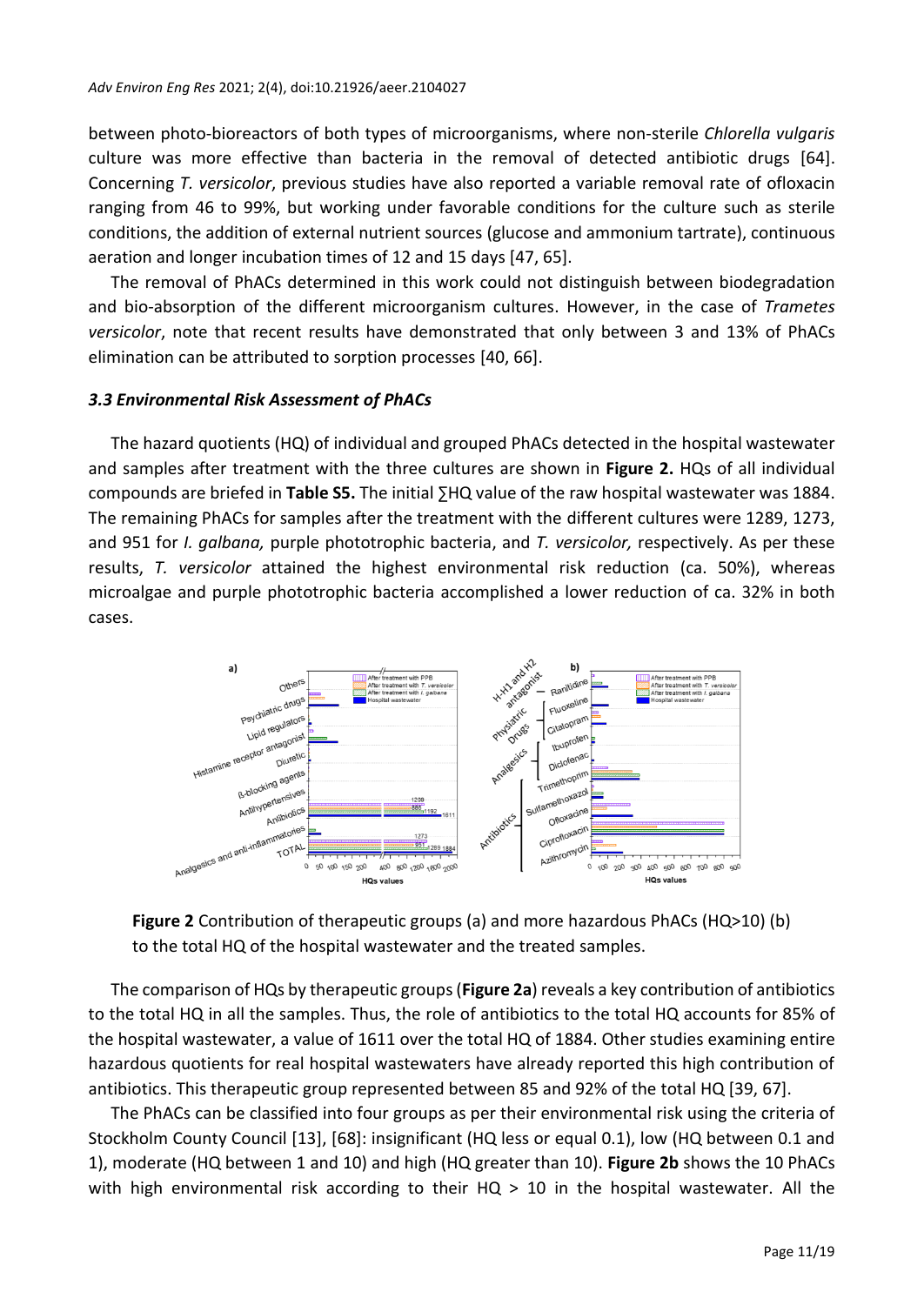between photo-bioreactors of both types of microorganisms, where non-sterile *Chlorella vulgaris* culture was more effective than bacteria in the removal of detected antibiotic drugs [64]. Concerning *T. versicolor*, previous studies have also reported a variable removal rate of ofloxacin ranging from 46 to 99%, but working under favorable conditions for the culture such as sterile conditions, the addition of external nutrient sources (glucose and ammonium tartrate), continuous aeration and longer incubation times of 12 and 15 days [47, 65].

The removal of PhACs determined in this work could not distinguish between biodegradation and bio-absorption of the different microorganism cultures. However, in the case of *Trametes versicolor*, note that recent results have demonstrated that only between 3 and 13% of PhACs elimination can be attributed to sorption processes [40, 66].

### *3.3 Environmental Risk Assessment of PhACs*

The hazard quotients (HQ) of individual and grouped PhACs detected in the hospital wastewater and samples after treatment with the three cultures are shown in **Figure 2.** HQs of all individual compounds are briefed in **Table S5.** The initial ∑HQ value of the raw hospital wastewater was 1884. The remaining PhACs for samples after the treatment with the different cultures were 1289, 1273, and 951 for *I. galbana,* purple phototrophic bacteria, and *T. versicolor,* respectively. As per these results, *T. versicolor* attained the highest environmental risk reduction (ca. 50%), whereas microalgae and purple phototrophic bacteria accomplished a lower reduction of ca. 32% in both cases.

**Figure 2** Contribution of therapeutic groups (a) and more hazardous PhACs (HQ>10) (b) to the total HQ of the hospital wastewater and the treated samples.

The comparison of HQs by therapeutic groups (**Figure 2a**) reveals a key contribution of antibiotics to the total HQ in all the samples. Thus, the role of antibiotics to the total HQ accounts for 85% of the hospital wastewater, a value of 1611 over the total HQ of 1884. Other studies examining entire hazardous quotients for real hospital wastewaters have already reported this high contribution of antibiotics. This therapeutic group represented between 85 and 92% of the total HQ [39, 67].

The PhACs can be classified into four groups as per their environmental risk using the criteria of Stockholm County Council [13], [68]: insignificant (HQ less or equal 0.1), low (HQ between 0.1 and 1), moderate (HQ between 1 and 10) and high (HQ greater than 10). **Figure 2b** shows the 10 PhACs with high environmental risk according to their HQ > 10 in the hospital wastewater. All the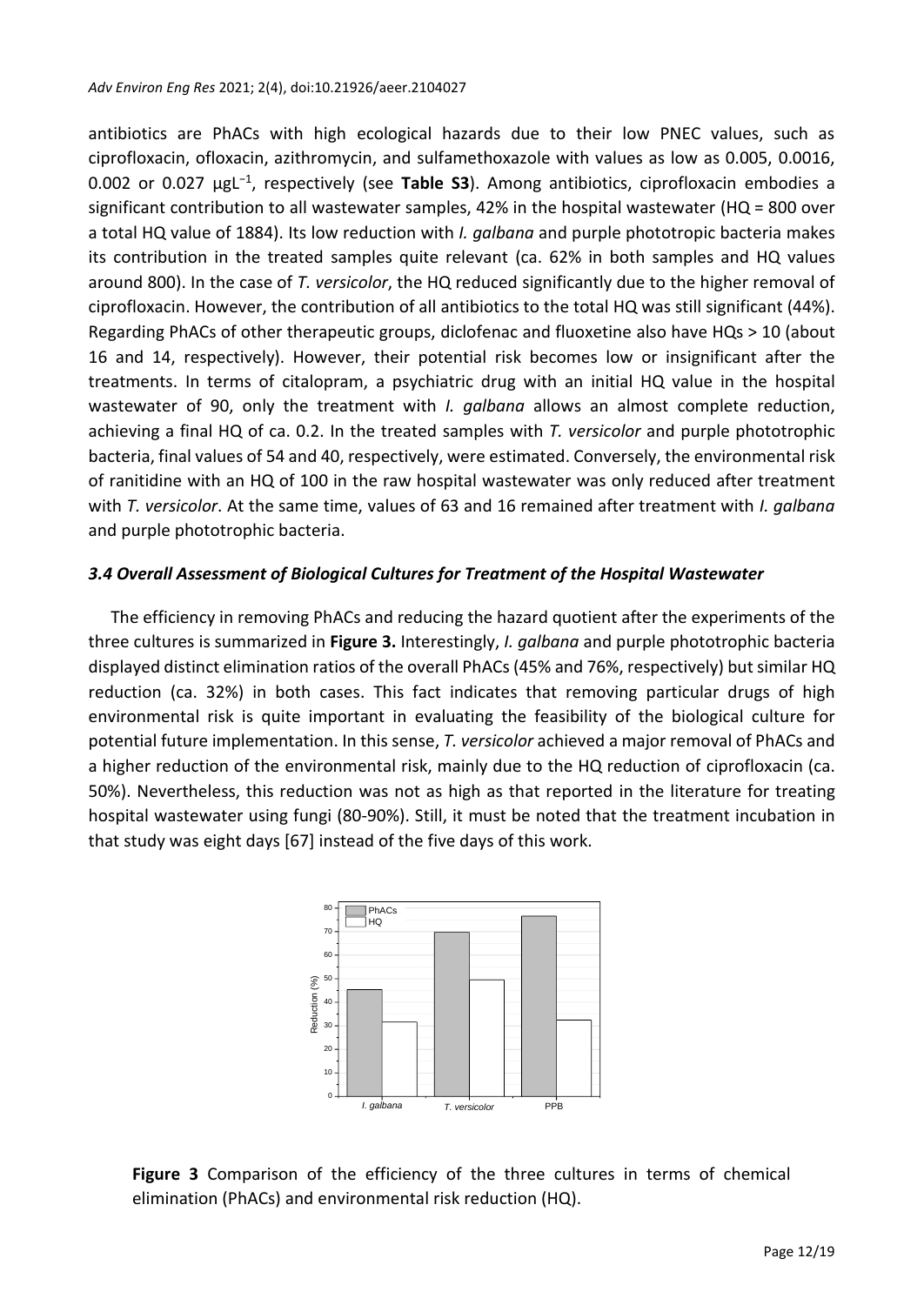antibiotics are PhACs with high ecological hazards due to their low PNEC values, such as ciprofloxacin, ofloxacin, azithromycin, and sulfamethoxazole with values as low as 0.005, 0.0016, 0.002 or 0.027 $\mu gL^{-1}$, respectively (see **Table S3**). Among antibiotics, ciprofloxacin embodies a significant contribution to all wastewater samples, 42% in the hospital wastewater (HQ = 800 over a total HQ value of 1884). Its low reduction with *I. galbana* and purple phototropic bacteria makes its contribution in the treated samples quite relevant (ca. 62% in both samples and HQ values around 800). In the case of *T. versicolor*, the HQ reduced significantly due to the higher removal of ciprofloxacin. However, the contribution of all antibiotics to the total HQ was still significant (44%). Regarding PhACs of other therapeutic groups, diclofenac and fluoxetine also have HQs > 10 (about 16 and 14, respectively). However, their potential risk becomes low or insignificant after the treatments. In terms of citalopram, a psychiatric drug with an initial HQ value in the hospital wastewater of 90, only the treatment with *I. galbana* allows an almost complete reduction, achieving a final HQ of ca. 0.2. In the treated samples with *T. versicolor* and purple phototrophic bacteria, final values of 54 and 40, respectively, were estimated. Conversely, the environmental risk of ranitidine with an HQ of 100 in the raw hospital wastewater was only reduced after treatment with *T. versicolor*. At the same time, values of 63 and 16 remained after treatment with *I. galbana* and purple phototrophic bacteria.

### *3.4 Overall Assessment of Biological Cultures for Treatment of the Hospital Wastewater*

The efficiency in removing PhACs and reducing the hazard quotient after the experiments of the three cultures is summarized in **Figure 3.** Interestingly, *I. galbana* and purple phototrophic bacteria displayed distinct elimination ratios of the overall PhACs (45% and 76%, respectively) but similar HQ reduction (ca. 32%) in both cases. This fact indicates that removing particular drugs of high environmental risk is quite important in evaluating the feasibility of the biological culture for potential future implementation. In this sense, *T. versicolor* achieved a major removal of PhACs and a higher reduction of the environmental risk, mainly due to the HQ reduction of ciprofloxacin (ca. 50%). Nevertheless, this reduction was not as high as that reported in the literature for treating hospital wastewater using fungi (80-90%). Still, it must be noted that the treatment incubation in that study was eight days [67] instead of the five days of this work.

**Figure 3** Comparison of the efficiency of the three cultures in terms of chemical elimination (PhACs) and environmental risk reduction (HQ).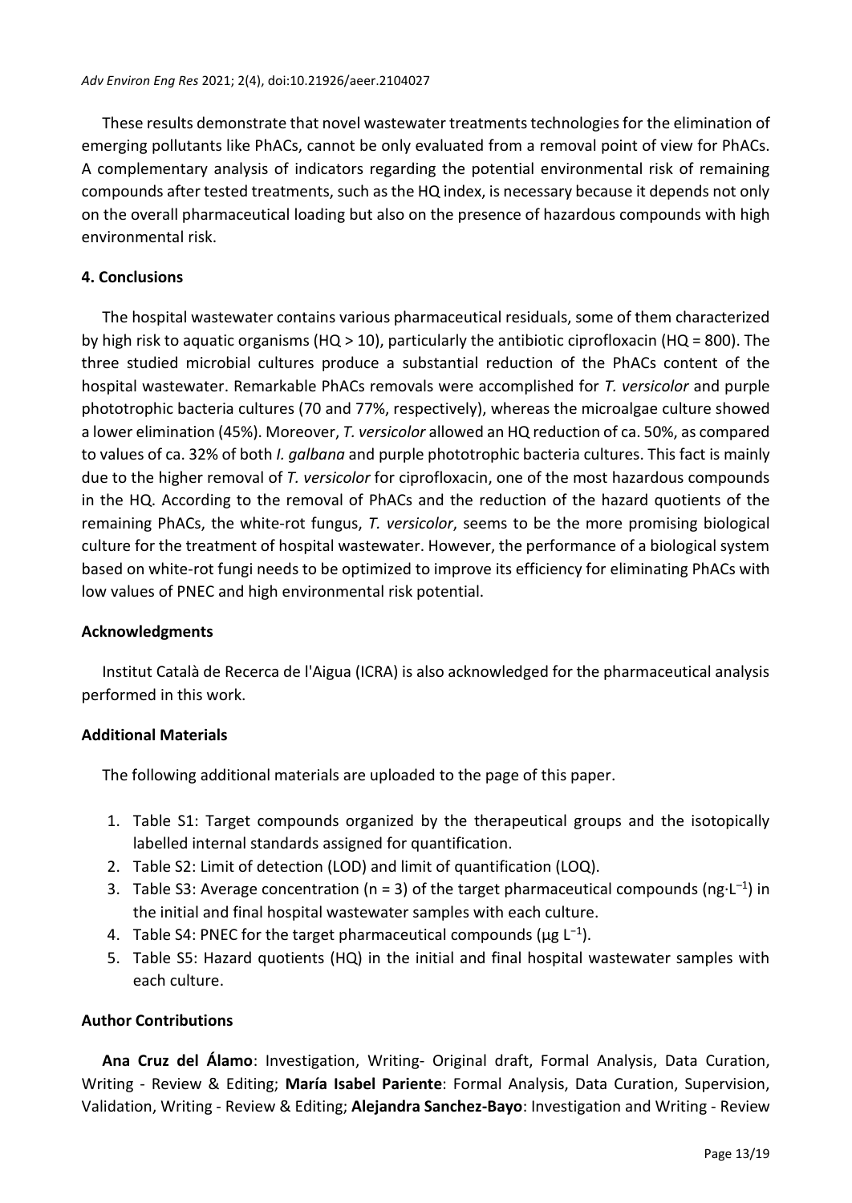These results demonstrate that novel wastewater treatments technologies for the elimination of emerging pollutants like PhACs, cannot be only evaluated from a removal point of view for PhACs. A complementary analysis of indicators regarding the potential environmental risk of remaining compounds after tested treatments, such as the HQ index, is necessary because it depends not only on the overall pharmaceutical loading but also on the presence of hazardous compounds with high environmental risk.

## 4. Conclusions

The hospital wastewater contains various pharmaceutical residuals, some of them characterized by high risk to aquatic organisms (HQ > 10), particularly the antibiotic ciprofloxacin (HQ = 800). The three studied microbial cultures produce a substantial reduction of the PhACs content of the hospital wastewater. Remarkable PhACs removals were accomplished for *T. versicolor* and purple phototrophic bacteria cultures (70 and 77%, respectively), whereas the microalgae culture showed a lower elimination (45%). Moreover, *T. versicolor* allowed an HQ reduction of ca. 50%, as compared to values of ca. 32% of both *I. galbana* and purple phototrophic bacteria cultures. This fact is mainly due to the higher removal of *T. versicolor* for ciprofloxacin, one of the most hazardous compounds in the HQ. According to the removal of PhACs and the reduction of the hazard quotients of the remaining PhACs, the white-rot fungus, *T. versicolor*, seems to be the more promising biological culture for the treatment of hospital wastewater. However, the performance of a biological system based on white-rot fungi needs to be optimized to improve its efficiency for eliminating PhACs with low values of PNEC and high environmental risk potential.

## Acknowledgments

Institut Català de Recerca de l'Aigua (ICRA) is also acknowledged for the pharmaceutical analysis performed in this work.

## Additional Materials

The following additional materials are uploaded to the page of this paper.

1. Table S1: Target compounds organized by the therapeutical groups and the isotopically labelled internal standards assigned for quantification.
2. Table S2: Limit of detection (LOD) and limit of quantification (LOQ).
3. Table S3: Average concentration (n = 3) of the target pharmaceutical compounds ($ng \cdot L^{-1}$) in the initial and final hospital wastewater samples with each culture.
4. Table S4: PNEC for the target pharmaceutical compounds ($\mu g\ L^{-1}$).
5. Table S5: Hazard quotients (HQ) in the initial and final hospital wastewater samples with each culture.

## Author Contributions

**Ana Cruz del Álamo**: Investigation, Writing- Original draft, Formal Analysis, Data Curation, Writing - Review & Editing; **María Isabel Pariente**: Formal Analysis, Data Curation, Supervision, Validation, Writing - Review & Editing; **Alejandra Sanchez-Bayo**: Investigation and Writing - Review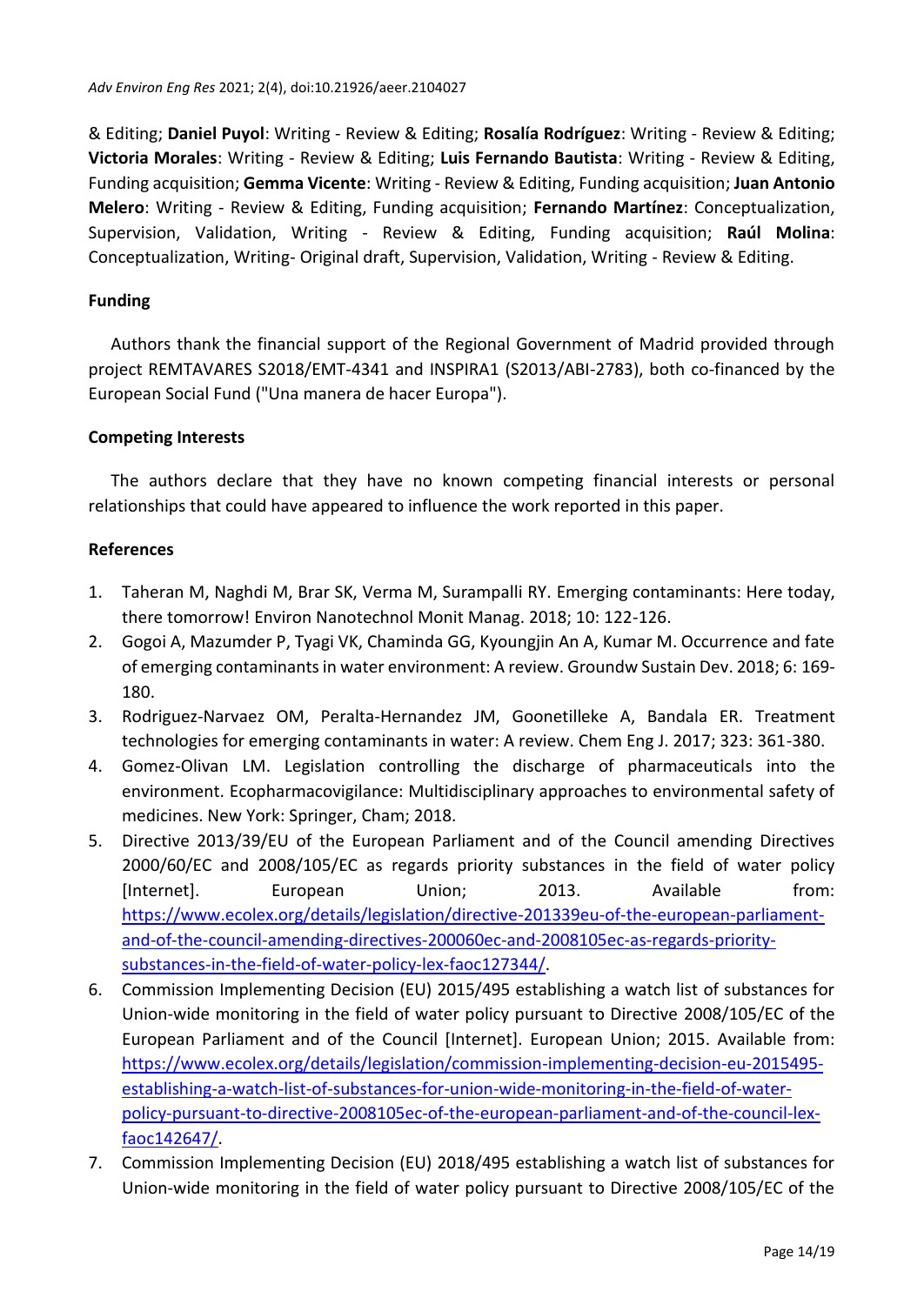& Editing; **Daniel Puyol**: Writing - Review & Editing; **Rosalía Rodríguez**: Writing - Review & Editing; **Victoria Morales**: Writing - Review & Editing; **Luis Fernando Bautista**: Writing - Review & Editing, Funding acquisition; **Gemma Vicente**: Writing - Review & Editing, Funding acquisition; **Juan Antonio Melero**: Writing - Review & Editing, Funding acquisition; **Fernando Martínez**: Conceptualization, Supervision, Validation, Writing - Review & Editing, Funding acquisition; **Raúl Molina**: Conceptualization, Writing- Original draft, Supervision, Validation, Writing - Review & Editing.

## Funding

Authors thank the financial support of the Regional Government of Madrid provided through project REMTAVARES S2018/EMT-4341 and INSPIRA1 (S2013/ABI-2783), both co-financed by the European Social Fund ("Una manera de hacer Europa").

## Competing Interests

The authors declare that they have no known competing financial interests or personal relationships that could have appeared to influence the work reported in this paper.

## References

1. Taheran M, Naghdi M, Brar SK, Verma M, Surampalli RY. Emerging contaminants: Here today, there tomorrow! Environ Nanotechnol Monit Manag. 2018; 10: 122-126.
2. Gogoi A, Mazumder P, Tyagi VK, Chaminda GG, Kyoungjin An A, Kumar M. Occurrence and fate of emerging contaminants in water environment: A review. Groundw Sustain Dev. 2018; 6: 169-180.
3. Rodriguez-Narvaez OM, Peralta-Hernandez JM, Goonetilleke A, Bandala ER. Treatment technologies for emerging contaminants in water: A review. Chem Eng J. 2017; 323: 361-380.
4. Gomez-Olivan LM. Legislation controlling the discharge of pharmaceuticals into the environment. Ecopharmacovigilance: Multidisciplinary approaches to environmental safety of medicines. New York: Springer, Cham; 2018.
5. Directive 2013/39/EU of the European Parliament and of the Council amending Directives 2000/60/EC and 2008/105/EC as regards priority substances in the field of water policy [Internet]. European Union; 2013. Available from: https://www.ecolex.org/details/legislation/directive-201339eu-of-the-european-parliament-and-of-the-council-amending-directives-200060ec-and-2008105ec-as-regards-priority-substances-in-the-field-of-water-policy-lex-faoc127344/.
6. Commission Implementing Decision (EU) 2015/495 establishing a watch list of substances for Union-wide monitoring in the field of water policy pursuant to Directive 2008/105/EC of the European Parliament and of the Council [Internet]. European Union; 2015. Available from: https://www.ecolex.org/details/legislation/commission-implementing-decision-eu-2015495-establishing-a-watch-list-of-substances-for-union-wide-monitoring-in-the-field-of-water-policy-pursuant-to-directive-2008105ec-of-the-european-parliament-and-of-the-council-lex-faoc142647/.
7. Commission Implementing Decision (EU) 2018/495 establishing a watch list of substances for Union-wide monitoring in the field of water policy pursuant to Directive 2008/105/EC of the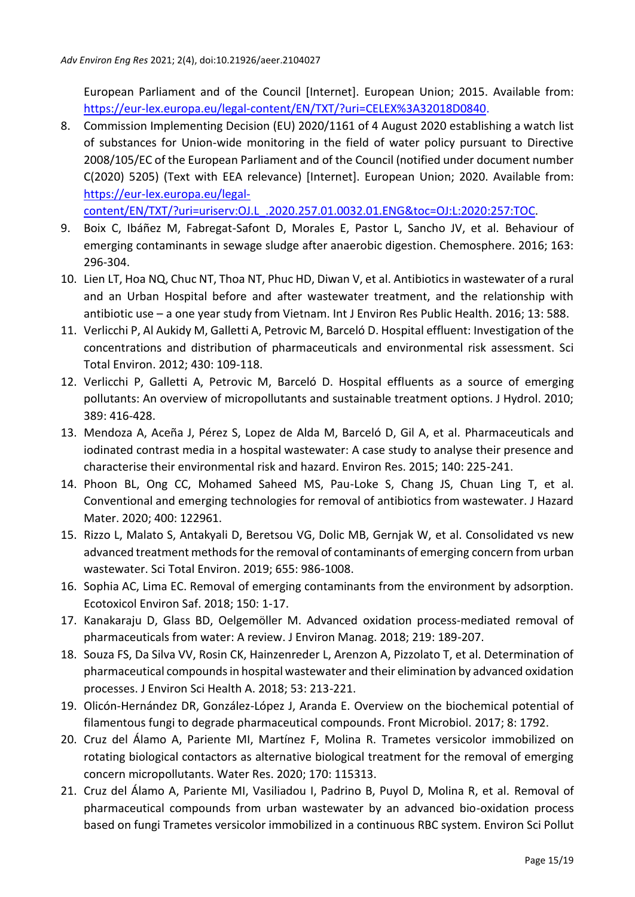European Parliament and of the Council [Internet]. European Union; 2015. Available from: https://eur-lex.europa.eu/legal-content/EN/TXT/?uri=CELEX%3A32018D0840.

8. Commission Implementing Decision (EU) 2020/1161 of 4 August 2020 establishing a watch list of substances for Union-wide monitoring in the field of water policy pursuant to Directive 2008/105/EC of the European Parliament and of the Council (notified under document number C(2020) 5205) (Text with EEA relevance) [Internet]. European Union; 2020. Available from: https://eur-lex.europa.eu/legal-content/EN/TXT/?uri=uriserv:OJ.L_.2020.257.01.0032.01.ENG&toc=OJ:L:2020:257:TOC.
9. Boix C, Ibáñez M, Fabregat-Safont D, Morales E, Pastor L, Sancho JV, et al. Behaviour of emerging contaminants in sewage sludge after anaerobic digestion. Chemosphere. 2016; 163: 296-304.
10. Lien LT, Hoa NQ, Chuc NT, Thoa NT, Phuc HD, Diwan V, et al. Antibiotics in wastewater of a rural and an Urban Hospital before and after wastewater treatment, and the relationship with antibiotic use – a one year study from Vietnam. Int J Environ Res Public Health. 2016; 13: 588.
11. Verlicchi P, Al Aukidy M, Galletti A, Petrovic M, Barceló D. Hospital effluent: Investigation of the concentrations and distribution of pharmaceuticals and environmental risk assessment. Sci Total Environ. 2012; 430: 109-118.
12. Verlicchi P, Galletti A, Petrovic M, Barceló D. Hospital effluents as a source of emerging pollutants: An overview of micropollutants and sustainable treatment options. J Hydrol. 2010; 389: 416-428.
13. Mendoza A, Aceña J, Pérez S, Lopez de Alda M, Barceló D, Gil A, et al. Pharmaceuticals and iodinated contrast media in a hospital wastewater: A case study to analyse their presence and characterise their environmental risk and hazard. Environ Res. 2015; 140: 225-241.
14. Phoon BL, Ong CC, Mohamed Saheed MS, Pau-Loke S, Chang JS, Chuan Ling T, et al. Conventional and emerging technologies for removal of antibiotics from wastewater. J Hazard Mater. 2020; 400: 122961.
15. Rizzo L, Malato S, Antakyali D, Beretsou VG, Dolic MB, Gernjak W, et al. Consolidated vs new advanced treatment methods for the removal of contaminants of emerging concern from urban wastewater. Sci Total Environ. 2019; 655: 986-1008.
16. Sophia AC, Lima EC. Removal of emerging contaminants from the environment by adsorption. Ecotoxicol Environ Saf. 2018; 150: 1-17.
17. Kanakaraju D, Glass BD, Oelgemöller M. Advanced oxidation process-mediated removal of pharmaceuticals from water: A review. J Environ Manag. 2018; 219: 189-207.
18. Souza FS, Da Silva VV, Rosin CK, Hainzenreder L, Arenzon A, Pizzolato T, et al. Determination of pharmaceutical compounds in hospital wastewater and their elimination by advanced oxidation processes. J Environ Sci Health A. 2018; 53: 213-221.
19. Olicón-Hernández DR, González-López J, Aranda E. Overview on the biochemical potential of filamentous fungi to degrade pharmaceutical compounds. Front Microbiol. 2017; 8: 1792.
20. Cruz del Álamo A, Pariente MI, Martínez F, Molina R. Trametes versicolor immobilized on rotating biological contactors as alternative biological treatment for the removal of emerging concern micropollutants. Water Res. 2020; 170: 115313.
21. Cruz del Álamo A, Pariente MI, Vasiliadou I, Padrino B, Puyol D, Molina R, et al. Removal of pharmaceutical compounds from urban wastewater by an advanced bio-oxidation process based on fungi Trametes versicolor immobilized in a continuous RBC system. Environ Sci Pollut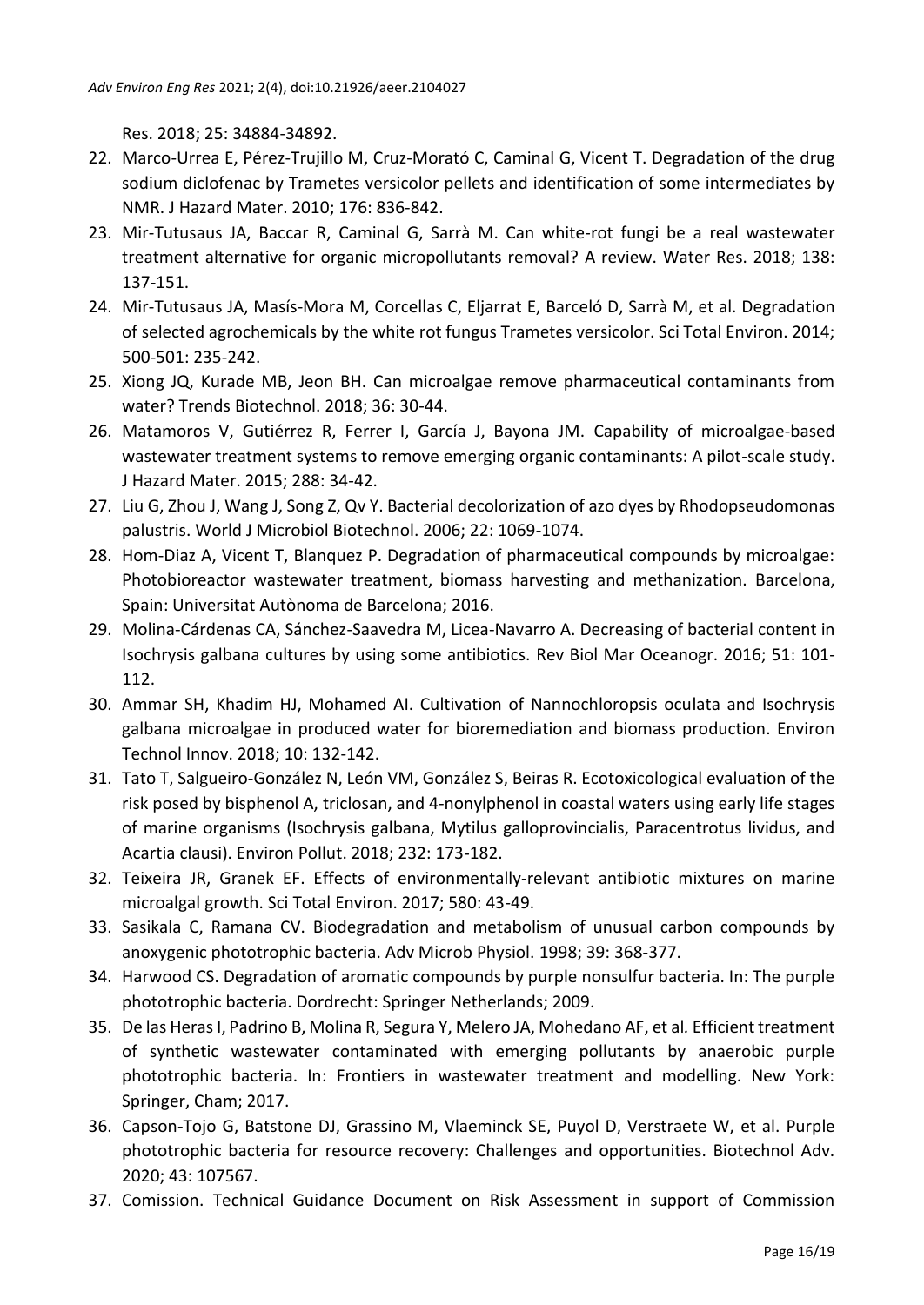Res. 2018; 25: 34884-34892.

22. Marco-Urrea E, Pérez-Trujillo M, Cruz-Morató C, Caminal G, Vicent T. Degradation of the drug sodium diclofenac by Trametes versicolor pellets and identification of some intermediates by NMR. J Hazard Mater. 2010; 176: 836-842.
23. Mir-Tutusaus JA, Baccar R, Caminal G, Sarrà M. Can white-rot fungi be a real wastewater treatment alternative for organic micropollutants removal? A review. Water Res. 2018; 138: 137-151.
24. Mir-Tutusaus JA, Masís-Mora M, Corcellas C, Eljarrat E, Barceló D, Sarrà M, et al. Degradation of selected agrochemicals by the white rot fungus Trametes versicolor. Sci Total Environ. 2014; 500-501: 235-242.
25. Xiong JQ, Kurade MB, Jeon BH. Can microalgae remove pharmaceutical contaminants from water? Trends Biotechnol. 2018; 36: 30-44.
26. Matamoros V, Gutiérrez R, Ferrer I, García J, Bayona JM. Capability of microalgae-based wastewater treatment systems to remove emerging organic contaminants: A pilot-scale study. J Hazard Mater. 2015; 288: 34-42.
27. Liu G, Zhou J, Wang J, Song Z, Qv Y. Bacterial decolorization of azo dyes by Rhodopseudomonas palustris. World J Microbiol Biotechnol. 2006; 22: 1069-1074.
28. Hom-Diaz A, Vicent T, Blanquez P. Degradation of pharmaceutical compounds by microalgae: Photobioreactor wastewater treatment, biomass harvesting and methanization. Barcelona, Spain: Universitat Autònoma de Barcelona; 2016.
29. Molina-Cárdenas CA, Sánchez-Saavedra M, Licea-Navarro A. Decreasing of bacterial content in Isochrysis galbana cultures by using some antibiotics. Rev Biol Mar Oceanogr. 2016; 51: 101-112.
30. Ammar SH, Khadim HJ, Mohamed AI. Cultivation of Nannochloropsis oculata and Isochrysis galbana microalgae in produced water for bioremediation and biomass production. Environ Technol Innov. 2018; 10: 132-142.
31. Tato T, Salgueiro-González N, León VM, González S, Beiras R. Ecotoxicological evaluation of the risk posed by bisphenol A, triclosan, and 4-nonylphenol in coastal waters using early life stages of marine organisms (Isochrysis galbana, Mytilus galloprovincialis, Paracentrotus lividus, and Acartia clausi). Environ Pollut. 2018; 232: 173-182.
32. Teixeira JR, Granek EF. Effects of environmentally-relevant antibiotic mixtures on marine microalgal growth. Sci Total Environ. 2017; 580: 43-49.
33. Sasikala C, Ramana CV. Biodegradation and metabolism of unusual carbon compounds by anoxygenic phototrophic bacteria. Adv Microb Physiol. 1998; 39: 368-377.
34. Harwood CS. Degradation of aromatic compounds by purple nonsulfur bacteria. In: The purple phototrophic bacteria. Dordrecht: Springer Netherlands; 2009.
35. De las Heras I, Padrino B, Molina R, Segura Y, Melero JA, Mohedano AF, et al. Efficient treatment of synthetic wastewater contaminated with emerging pollutants by anaerobic purple phototrophic bacteria. In: Frontiers in wastewater treatment and modelling. New York: Springer, Cham; 2017.
36. Capson-Tojo G, Batstone DJ, Grassino M, Vlaeminck SE, Puyol D, Verstraete W, et al. Purple phototrophic bacteria for resource recovery: Challenges and opportunities. Biotechnol Adv. 2020; 43: 107567.
37. Comission. Technical Guidance Document on Risk Assessment in support of Commission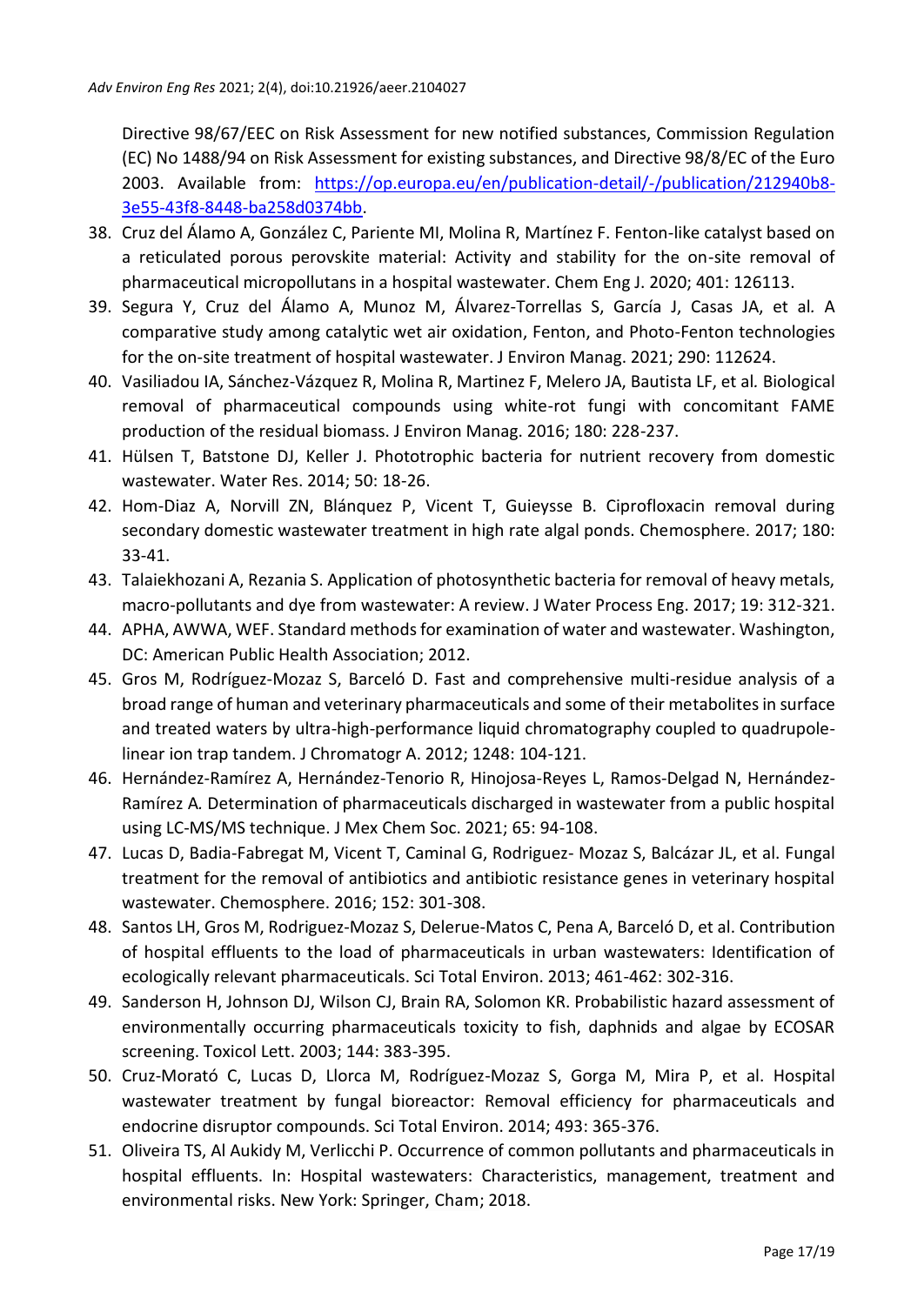Directive 98/67/EEC on Risk Assessment for new notified substances, Commission Regulation (EC) No 1488/94 on Risk Assessment for existing substances, and Directive 98/8/EC of the Euro 2003. Available from: [https://op.europa.eu/en/publication-detail/-/publication/212940b8-3e55-43f8-8448-ba258d0374bb](https://op.europa.eu/en/publication-detail/-/publication/212940b8-3e55-43f8-8448-ba258d0374bb).

38. Cruz del Álamo A, González C, Pariente MI, Molina R, Martínez F. Fenton-like catalyst based on a reticulated porous perovskite material: Activity and stability for the on-site removal of pharmaceutical micropollutans in a hospital wastewater. Chem Eng J. 2020; 401: 126113.
39. Segura Y, Cruz del Álamo A, Munoz M, Álvarez-Torrellas S, García J, Casas JA, et al. A comparative study among catalytic wet air oxidation, Fenton, and Photo-Fenton technologies for the on-site treatment of hospital wastewater. J Environ Manag. 2021; 290: 112624.
40. Vasiliadou IA, Sánchez-Vázquez R, Molina R, Martinez F, Melero JA, Bautista LF, et al. Biological removal of pharmaceutical compounds using white-rot fungi with concomitant FAME production of the residual biomass. J Environ Manag. 2016; 180: 228-237.
41. Hülsen T, Batstone DJ, Keller J. Phototrophic bacteria for nutrient recovery from domestic wastewater. Water Res. 2014; 50: 18-26.
42. Hom-Diaz A, Norvill ZN, Blánquez P, Vicent T, Guieysse B. Ciprofloxacin removal during secondary domestic wastewater treatment in high rate algal ponds. Chemosphere. 2017; 180: 33-41.
43. Talaiekhozani A, Rezania S. Application of photosynthetic bacteria for removal of heavy metals, macro-pollutants and dye from wastewater: A review. J Water Process Eng. 2017; 19: 312-321.
44. APHA, AWWA, WEF. Standard methods for examination of water and wastewater. Washington, DC: American Public Health Association; 2012.
45. Gros M, Rodríguez-Mozaz S, Barceló D. Fast and comprehensive multi-residue analysis of a broad range of human and veterinary pharmaceuticals and some of their metabolites in surface and treated waters by ultra-high-performance liquid chromatography coupled to quadrupole-linear ion trap tandem. J Chromatogr A. 2012; 1248: 104-121.
46. Hernández-Ramírez A, Hernández-Tenorio R, Hinojosa-Reyes L, Ramos-Delgad N, Hernández-Ramírez A. Determination of pharmaceuticals discharged in wastewater from a public hospital using LC-MS/MS technique. J Mex Chem Soc. 2021; 65: 94-108.
47. Lucas D, Badia-Fabregat M, Vicent T, Caminal G, Rodriguez- Mozaz S, Balcázar JL, et al. Fungal treatment for the removal of antibiotics and antibiotic resistance genes in veterinary hospital wastewater. Chemosphere. 2016; 152: 301-308.
48. Santos LH, Gros M, Rodriguez-Mozaz S, Delerue-Matos C, Pena A, Barceló D, et al. Contribution of hospital effluents to the load of pharmaceuticals in urban wastewaters: Identification of ecologically relevant pharmaceuticals. Sci Total Environ. 2013; 461-462: 302-316.
49. Sanderson H, Johnson DJ, Wilson CJ, Brain RA, Solomon KR. Probabilistic hazard assessment of environmentally occurring pharmaceuticals toxicity to fish, daphnids and algae by ECOSAR screening. Toxicol Lett. 2003; 144: 383-395.
50. Cruz-Morató C, Lucas D, Llorca M, Rodríguez-Mozaz S, Gorga M, Mira P, et al. Hospital wastewater treatment by fungal bioreactor: Removal efficiency for pharmaceuticals and endocrine disruptor compounds. Sci Total Environ. 2014; 493: 365-376.
51. Oliveira TS, Al Aukidy M, Verlicchi P. Occurrence of common pollutants and pharmaceuticals in hospital effluents. In: Hospital wastewaters: Characteristics, management, treatment and environmental risks. New York: Springer, Cham; 2018.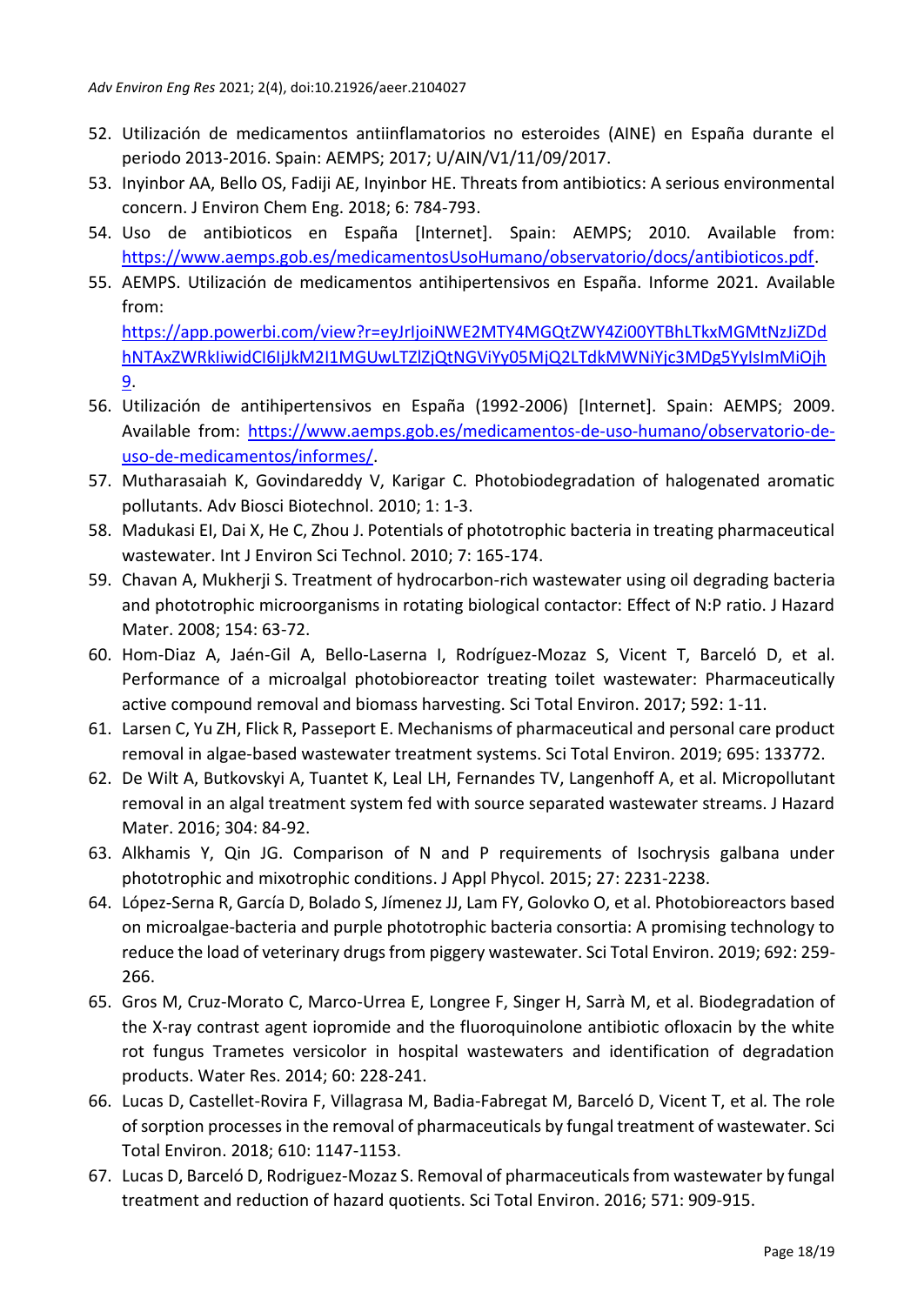52. Utilización de medicamentos antiinflamatorios no esteroides (AINE) en España durante el periodo 2013-2016. Spain: AEMPS; 2017; U/AIN/V1/11/09/2017.
53. Inyinbor AA, Bello OS, Fadiji AE, Inyinbor HE. Threats from antibiotics: A serious environmental concern. J Environ Chem Eng. 2018; 6: 784-793.
54. Uso de antibioticos en España [Internet]. Spain: AEMPS; 2010. Available from: https://www.aemps.gob.es/medicamentosUsoHumano/observatorio/docs/antibioticos.pdf.
55. AEMPS. Utilización de medicamentos antihipertensivos en España. Informe 2021. Available from: https://app.powerbi.com/view?r=eyJrIjoiNWE2MTY4MGQtZWY4Zi00YTBhLTkxMGMtNzJiZDdhNTAxZWRkIiwidCI6IjJkM2I1MGUwLTZlZjQtNGViYy05MjQ2LTdkMWNiYjc3MDg5YyIsImMiOjh9.
56. Utilización de antihipertensivos en España (1992-2006) [Internet]. Spain: AEMPS; 2009. Available from: https://www.aemps.gob.es/medicamentos-de-uso-humano/observatorio-de-uso-de-medicamentos/informes/.
57. Mutharasaiah K, Govindareddy V, Karigar C. Photobiodegradation of halogenated aromatic pollutants. Adv Biosci Biotechnol. 2010; 1: 1-3.
58. Madukasi EI, Dai X, He C, Zhou J. Potentials of phototrophic bacteria in treating pharmaceutical wastewater. Int J Environ Sci Technol. 2010; 7: 165-174.
59. Chavan A, Mukherji S. Treatment of hydrocarbon-rich wastewater using oil degrading bacteria and phototrophic microorganisms in rotating biological contactor: Effect of N:P ratio. J Hazard Mater. 2008; 154: 63-72.
60. Hom-Diaz A, Jaén-Gil A, Bello-Laserna I, Rodríguez-Mozaz S, Vicent T, Barceló D, et al. Performance of a microalgal photobioreactor treating toilet wastewater: Pharmaceutically active compound removal and biomass harvesting. Sci Total Environ. 2017; 592: 1-11.
61. Larsen C, Yu ZH, Flick R, Passeport E. Mechanisms of pharmaceutical and personal care product removal in algae-based wastewater treatment systems. Sci Total Environ. 2019; 695: 133772.
62. De Wilt A, Butkovskyi A, Tuantet K, Leal LH, Fernandes TV, Langenhoff A, et al. Micropollutant removal in an algal treatment system fed with source separated wastewater streams. J Hazard Mater. 2016; 304: 84-92.
63. Alkhamis Y, Qin JG. Comparison of N and P requirements of Isochrysis galbana under phototrophic and mixotrophic conditions. J Appl Phycol. 2015; 27: 2231-2238.
64. López-Serna R, García D, Bolado S, Jímenez JJ, Lam FY, Golovko O, et al. Photobioreactors based on microalgae-bacteria and purple phototrophic bacteria consortia: A promising technology to reduce the load of veterinary drugs from piggery wastewater. Sci Total Environ. 2019; 692: 259-266.
65. Gros M, Cruz-Morato C, Marco-Urrea E, Longree F, Singer H, Sarrà M, et al. Biodegradation of the X-ray contrast agent iopromide and the fluoroquinolone antibiotic ofloxacin by the white rot fungus Trametes versicolor in hospital wastewaters and identification of degradation products. Water Res. 2014; 60: 228-241.
66. Lucas D, Castellet-Rovira F, Villagrasa M, Badia-Fabregat M, Barceló D, Vicent T, et al. The role of sorption processes in the removal of pharmaceuticals by fungal treatment of wastewater. Sci Total Environ. 2018; 610: 1147-1153.
67. Lucas D, Barceló D, Rodriguez-Mozaz S. Removal of pharmaceuticals from wastewater by fungal treatment and reduction of hazard quotients. Sci Total Environ. 2016; 571: 909-915.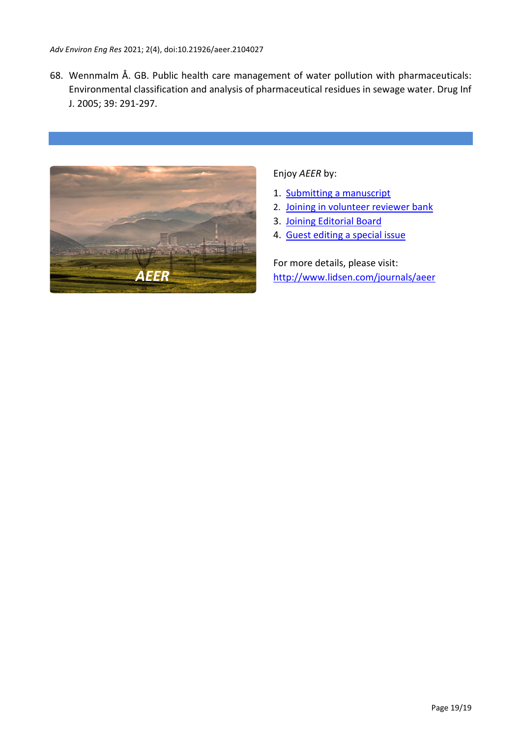68. Wennmalm Å. GB. Public health care management of water pollution with pharmaceuticals: Environmental classification and analysis of pharmaceutical residues in sewage water. Drug Inf J. 2005; 39: 291-297.

Enjoy *AEER* by:

1. Submitting a manuscript
2. Joining in volunteer reviewer bank
3. Joining Editorial Board
4. Guest editing a special issue

For more details, please visit:
http://www.lidsen.com/journals/aeer